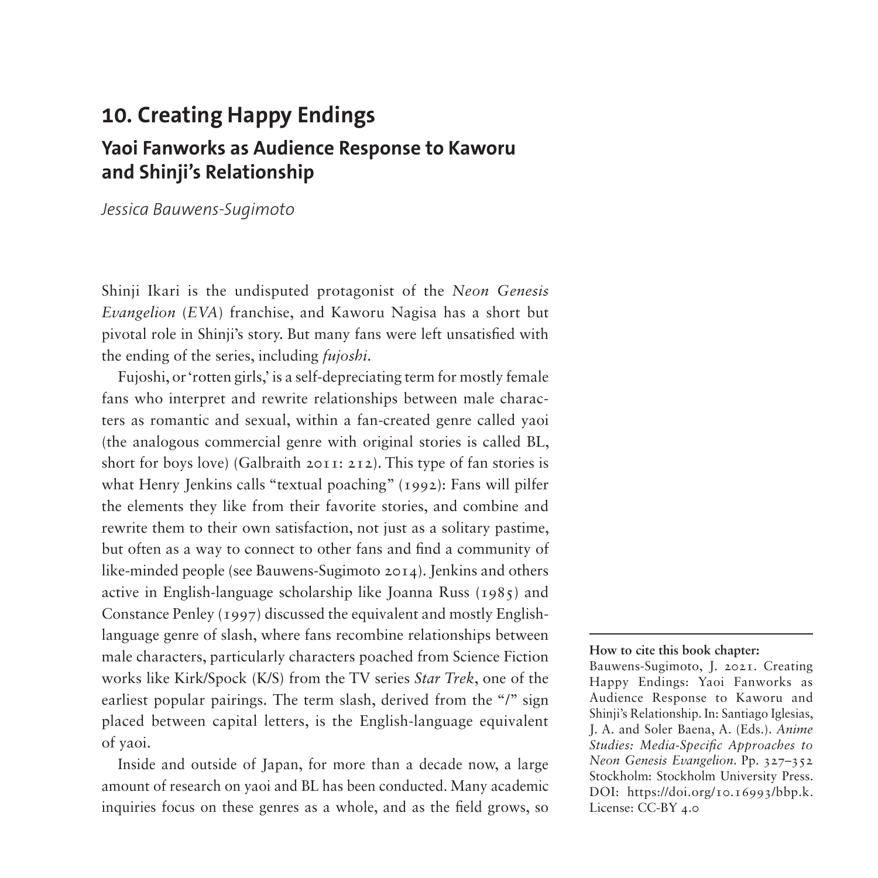# 10. Creating Happy Endings

## Yaoi Fanworks as Audience Response to Kaworu and Shinji's Relationship

*Jessica Bauwens-Sugimoto*

Shinji Ikari is the undisputed protagonist of the *Neon Genesis Evangelion* (*EVA*) franchise, and Kaworu Nagisa has a short but pivotal role in Shinji's story. But many fans were left unsatisfied with the ending of the series, including *fujoshi*.

Fujoshi, or 'rotten girls,' is a self-depreciating term for mostly female fans who interpret and rewrite relationships between male characters as romantic and sexual, within a fan-created genre called yaoi (the analogous commercial genre with original stories is called BL, short for boys love) (Galbraith 2011: 212). This type of fan stories is what Henry Jenkins calls "textual poaching" (1992): Fans will pilfer the elements they like from their favorite stories, and combine and rewrite them to their own satisfaction, not just as a solitary pastime, but often as a way to connect to other fans and find a community of like-minded people (see Bauwens-Sugimoto 2014). Jenkins and others active in English-language scholarship like Joanna Russ (1985) and Constance Penley (1997) discussed the equivalent and mostly English-language genre of slash, where fans recombine relationships between male characters, particularly characters poached from Science Fiction works like Kirk/Spock (K/S) from the TV series *Star Trek*, one of the earliest popular pairings. The term slash, derived from the "/" sign placed between capital letters, is the English-language equivalent of yaoi.

Inside and outside of Japan, for more than a decade now, a large amount of research on yaoi and BL has been conducted. Many academic inquiries focus on these genres as a whole, and as the field grows, so

**How to cite this book chapter:**
Bauwens-Sugimoto, J. 2021. Creating Happy Endings: Yaoi Fanworks as Audience Response to Kaworu and Shinji's Relationship. In: Santiago Iglesias, J. A. and Soler Baena, A. (Eds.). *Anime Studies: Media-Specific Approaches to Neon Genesis Evangelion*. Pp. 327–352 Stockholm: Stockholm University Press. DOI: https://doi.org/10.16993/bbp.k. License: CC-BY 4.0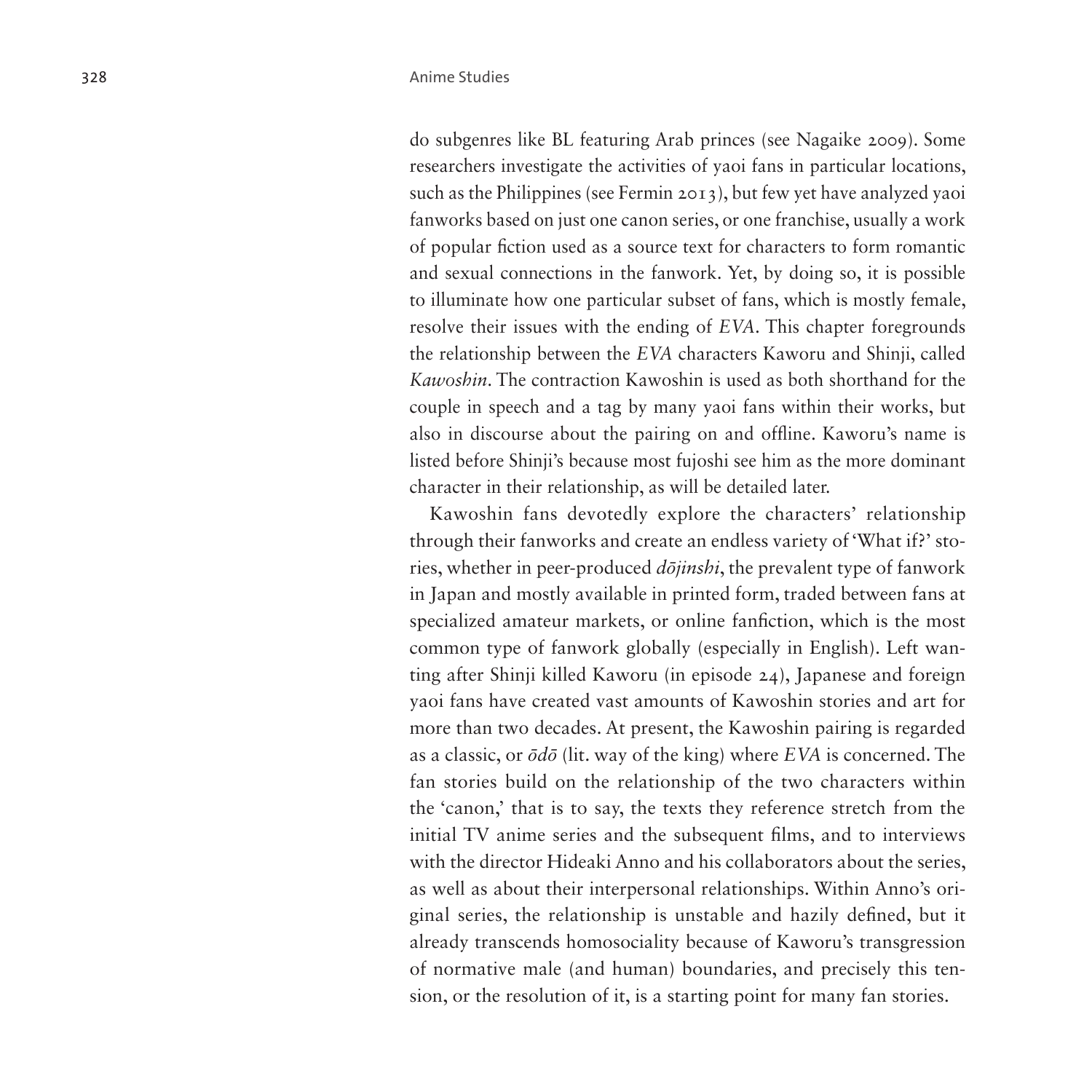do subgenres like BL featuring Arab princes (see Nagaike 2009). Some researchers investigate the activities of yaoi fans in particular locations, such as the Philippines (see Fermin 2013), but few yet have analyzed yaoi fanworks based on just one canon series, or one franchise, usually a work of popular fiction used as a source text for characters to form romantic and sexual connections in the fanwork. Yet, by doing so, it is possible to illuminate how one particular subset of fans, which is mostly female, resolve their issues with the ending of *EVA*. This chapter foregrounds the relationship between the *EVA* characters Kaworu and Shinji, called *Kawoshin*. The contraction Kawoshin is used as both shorthand for the couple in speech and a tag by many yaoi fans within their works, but also in discourse about the pairing on and offline. Kaworu's name is listed before Shinji's because most fujoshi see him as the more dominant character in their relationship, as will be detailed later.

Kawoshin fans devotedly explore the characters' relationship through their fanworks and create an endless variety of 'What if?' stories, whether in peer-produced *dōjinshi*, the prevalent type of fanwork in Japan and mostly available in printed form, traded between fans at specialized amateur markets, or online fanfiction, which is the most common type of fanwork globally (especially in English). Left wanting after Shinji killed Kaworu (in episode 24), Japanese and foreign yaoi fans have created vast amounts of Kawoshin stories and art for more than two decades. At present, the Kawoshin pairing is regarded as a classic, or *ōdō* (lit. way of the king) where *EVA* is concerned. The fan stories build on the relationship of the two characters within the 'canon,' that is to say, the texts they reference stretch from the initial TV anime series and the subsequent films, and to interviews with the director Hideaki Anno and his collaborators about the series, as well as about their interpersonal relationships. Within Anno's original series, the relationship is unstable and hazily defined, but it already transcends homosociality because of Kaworu's transgression of normative male (and human) boundaries, and precisely this tension, or the resolution of it, is a starting point for many fan stories.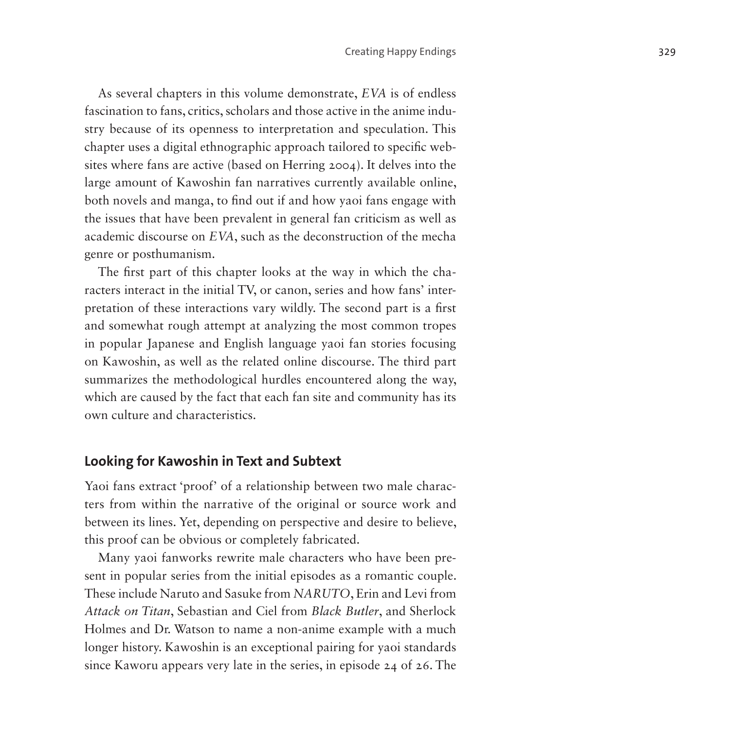As several chapters in this volume demonstrate, *EVA* is of endless fascination to fans, critics, scholars and those active in the anime industry because of its openness to interpretation and speculation. This chapter uses a digital ethnographic approach tailored to specific websites where fans are active (based on Herring 2004). It delves into the large amount of Kawoshin fan narratives currently available online, both novels and manga, to find out if and how yaoi fans engage with the issues that have been prevalent in general fan criticism as well as academic discourse on *EVA*, such as the deconstruction of the mecha genre or posthumanism.

The first part of this chapter looks at the way in which the characters interact in the initial TV, or canon, series and how fans' interpretation of these interactions vary wildly. The second part is a first and somewhat rough attempt at analyzing the most common tropes in popular Japanese and English language yaoi fan stories focusing on Kawoshin, as well as the related online discourse. The third part summarizes the methodological hurdles encountered along the way, which are caused by the fact that each fan site and community has its own culture and characteristics.

## Looking for Kawoshin in Text and Subtext

Yaoi fans extract 'proof' of a relationship between two male characters from within the narrative of the original or source work and between its lines. Yet, depending on perspective and desire to believe, this proof can be obvious or completely fabricated.

Many yaoi fanworks rewrite male characters who have been present in popular series from the initial episodes as a romantic couple. These include Naruto and Sasuke from *NARUTO*, Erin and Levi from *Attack on Titan*, Sebastian and Ciel from *Black Butler*, and Sherlock Holmes and Dr. Watson to name a non-anime example with a much longer history. Kawoshin is an exceptional pairing for yaoi standards since Kaworu appears very late in the series, in episode 24 of 26. The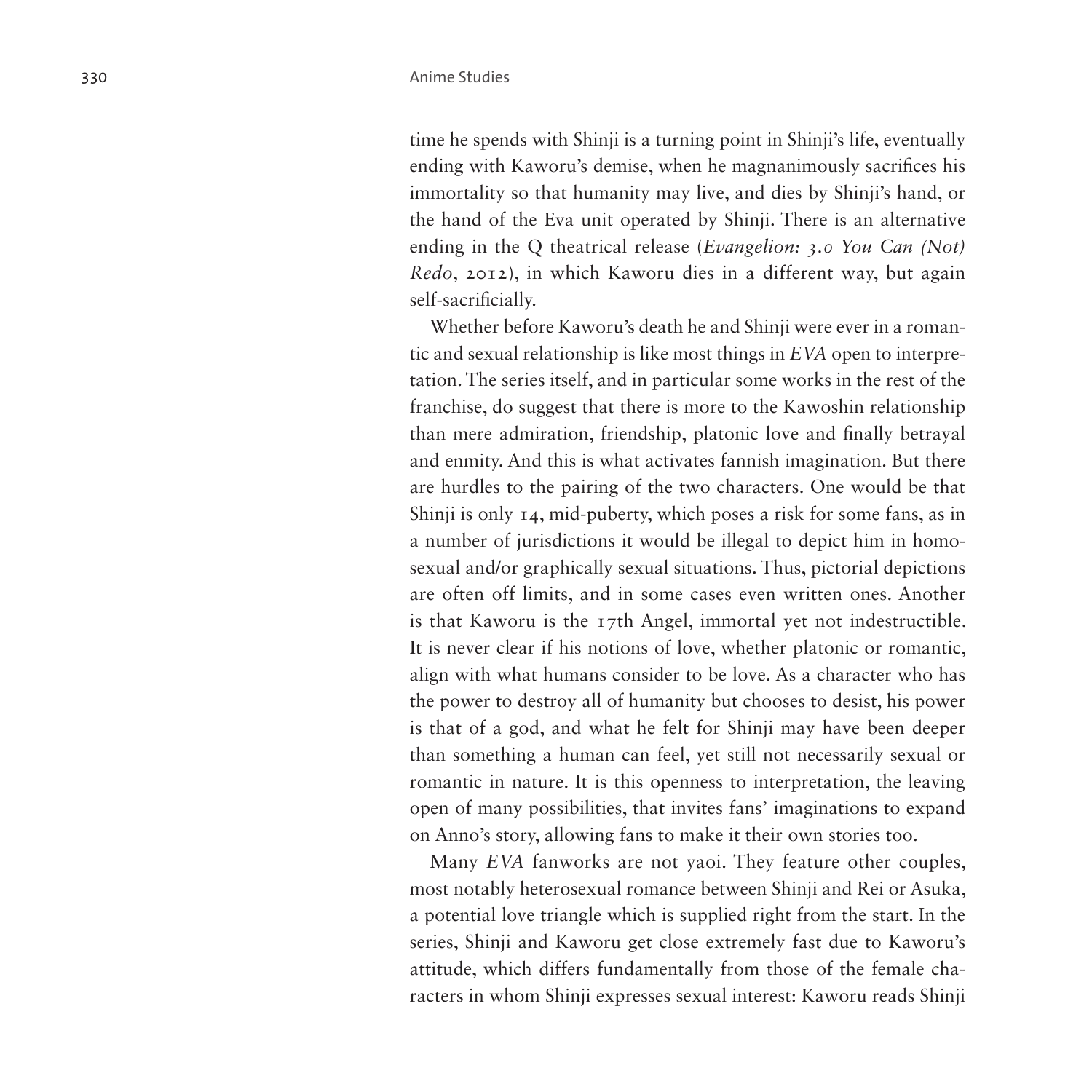time he spends with Shinji is a turning point in Shinji's life, eventually ending with Kaworu's demise, when he magnanimously sacrifices his immortality so that humanity may live, and dies by Shinji's hand, or the hand of the Eva unit operated by Shinji. There is an alternative ending in the Q theatrical release (*Evangelion: 3.0 You Can (Not) Redo*, 2012), in which Kaworu dies in a different way, but again self-sacrificially.

Whether before Kaworu's death he and Shinji were ever in a romantic and sexual relationship is like most things in *EVA* open to interpretation. The series itself, and in particular some works in the rest of the franchise, do suggest that there is more to the Kawoshin relationship than mere admiration, friendship, platonic love and finally betrayal and enmity. And this is what activates fannish imagination. But there are hurdles to the pairing of the two characters. One would be that Shinji is only 14, mid-puberty, which poses a risk for some fans, as in a number of jurisdictions it would be illegal to depict him in homosexual and/or graphically sexual situations. Thus, pictorial depictions are often off limits, and in some cases even written ones. Another is that Kaworu is the 17th Angel, immortal yet not indestructible. It is never clear if his notions of love, whether platonic or romantic, align with what humans consider to be love. As a character who has the power to destroy all of humanity but chooses to desist, his power is that of a god, and what he felt for Shinji may have been deeper than something a human can feel, yet still not necessarily sexual or romantic in nature. It is this openness to interpretation, the leaving open of many possibilities, that invites fans' imaginations to expand on Anno's story, allowing fans to make it their own stories too.

Many *EVA* fanworks are not yaoi. They feature other couples, most notably heterosexual romance between Shinji and Rei or Asuka, a potential love triangle which is supplied right from the start. In the series, Shinji and Kaworu get close extremely fast due to Kaworu's attitude, which differs fundamentally from those of the female characters in whom Shinji expresses sexual interest: Kaworu reads Shinji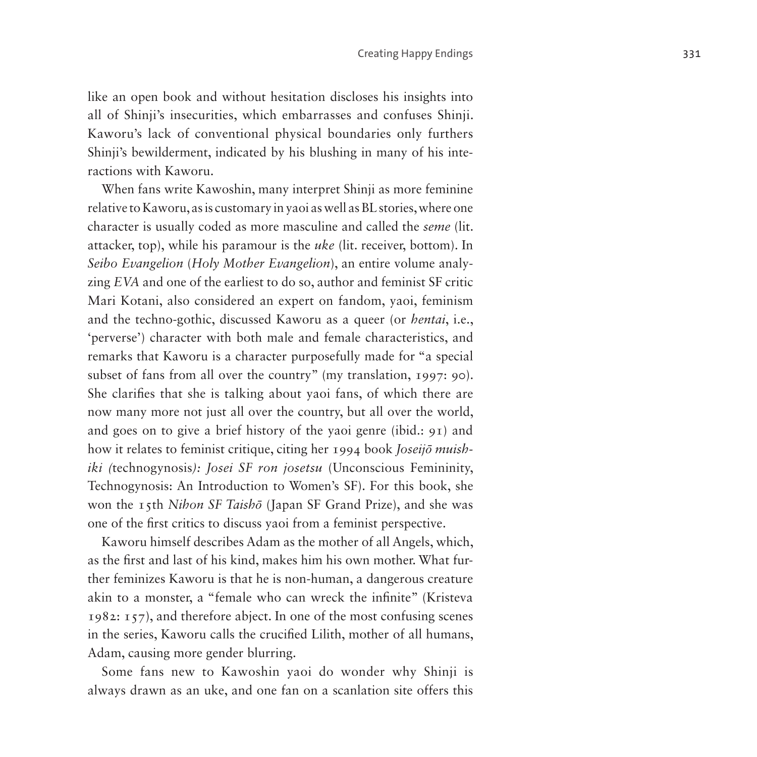like an open book and without hesitation discloses his insights into all of Shinji's insecurities, which embarrasses and confuses Shinji. Kaworu's lack of conventional physical boundaries only furthers Shinji's bewilderment, indicated by his blushing in many of his interactions with Kaworu.

When fans write Kawoshin, many interpret Shinji as more feminine relative to Kaworu, as is customary in yaoi as well as BL stories, where one character is usually coded as more masculine and called the *seme* (lit. attacker, top), while his paramour is the *uke* (lit. receiver, bottom). In *Seibo Evangelion* (*Holy Mother Evangelion*), an entire volume analyzing *EVA* and one of the earliest to do so, author and feminist SF critic Mari Kotani, also considered an expert on fandom, yaoi, feminism and the techno-gothic, discussed Kaworu as a queer (or *hentai*, i.e., 'perverse') character with both male and female characteristics, and remarks that Kaworu is a character purposefully made for "a special subset of fans from all over the country" (my translation, 1997: 90). She clarifies that she is talking about yaoi fans, of which there are now many more not just all over the country, but all over the world, and goes on to give a brief history of the yaoi genre (ibid.: 91) and how it relates to feminist critique, citing her 1994 book *Joseijō muishiki (*technogynosis*): Josei SF ron josetsu* (Unconscious Femininity, Technogynosis: An Introduction to Women's SF). For this book, she won the 15th *Nihon SF Taishō* (Japan SF Grand Prize), and she was one of the first critics to discuss yaoi from a feminist perspective.

Kaworu himself describes Adam as the mother of all Angels, which, as the first and last of his kind, makes him his own mother. What further feminizes Kaworu is that he is non-human, a dangerous creature akin to a monster, a "female who can wreck the infinite" (Kristeva 1982: 157), and therefore abject. In one of the most confusing scenes in the series, Kaworu calls the crucified Lilith, mother of all humans, Adam, causing more gender blurring.

Some fans new to Kawoshin yaoi do wonder why Shinji is always drawn as an uke, and one fan on a scanlation site offers this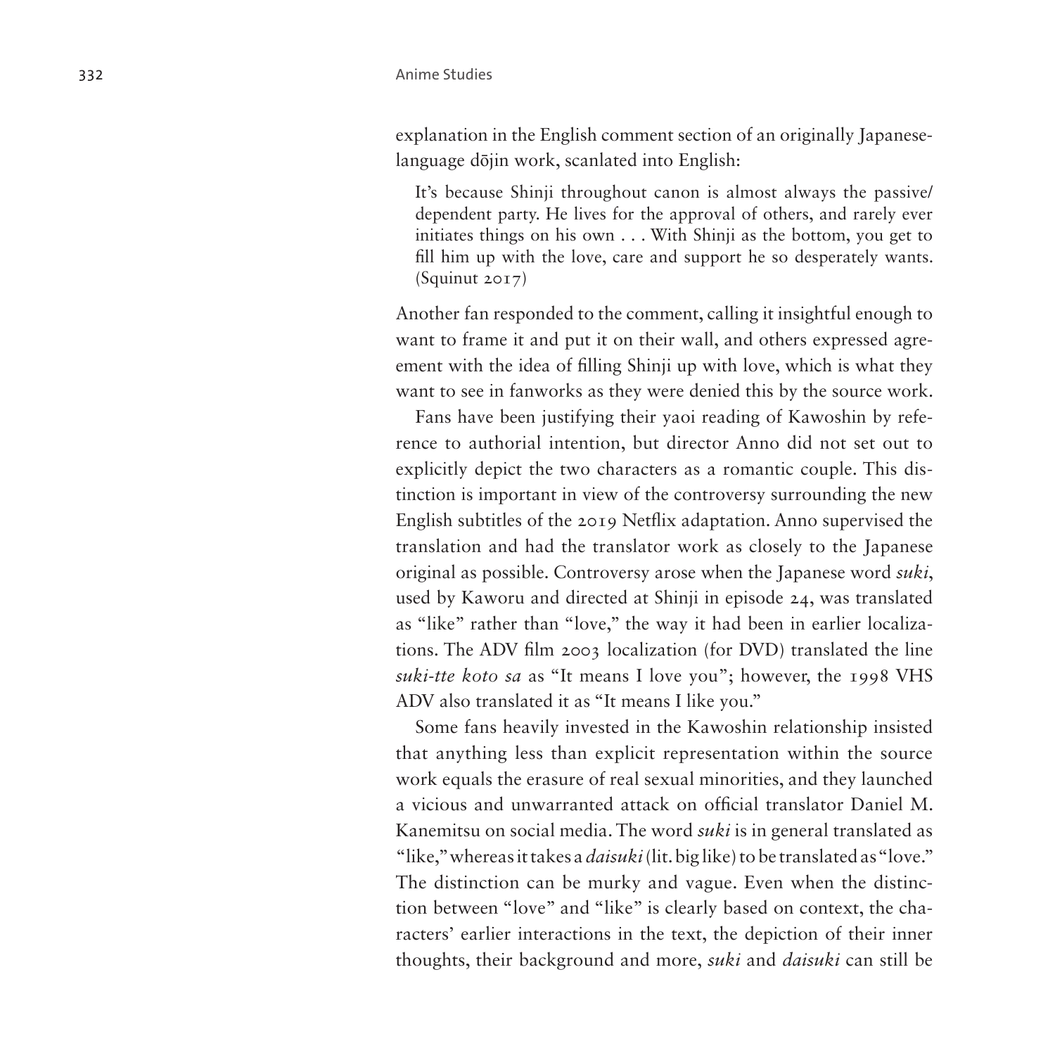explanation in the English comment section of an originally Japanese-language dōjin work, scanlated into English:

> It's because Shinji throughout canon is almost always the passive/dependent party. He lives for the approval of others, and rarely ever initiates things on his own . . . With Shinji as the bottom, you get to fill him up with the love, care and support he so desperately wants. (Squinut 2017)

Another fan responded to the comment, calling it insightful enough to want to frame it and put it on their wall, and others expressed agreement with the idea of filling Shinji up with love, which is what they want to see in fanworks as they were denied this by the source work.

Fans have been justifying their yaoi reading of Kawoshin by reference to authorial intention, but director Anno did not set out to explicitly depict the two characters as a romantic couple. This distinction is important in view of the controversy surrounding the new English subtitles of the 2019 Netflix adaptation. Anno supervised the translation and had the translator work as closely to the Japanese original as possible. Controversy arose when the Japanese word *suki*, used by Kaworu and directed at Shinji in episode 24, was translated as "like" rather than "love," the way it had been in earlier localizations. The ADV film 2003 localization (for DVD) translated the line *suki-tte koto sa* as "It means I love you"; however, the 1998 VHS ADV also translated it as "It means I like you."

Some fans heavily invested in the Kawoshin relationship insisted that anything less than explicit representation within the source work equals the erasure of real sexual minorities, and they launched a vicious and unwarranted attack on official translator Daniel M. Kanemitsu on social media. The word *suki* is in general translated as "like," whereas it takes a *daisuki* (lit. big like) to be translated as "love." The distinction can be murky and vague. Even when the distinction between "love" and "like" is clearly based on context, the characters' earlier interactions in the text, the depiction of their inner thoughts, their background and more, *suki* and *daisuki* can still be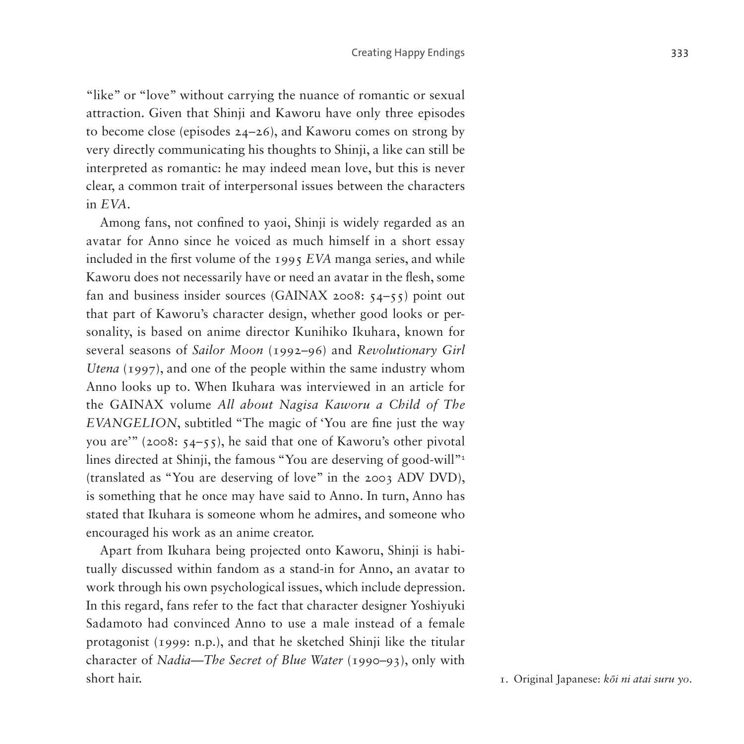"like" or "love" without carrying the nuance of romantic or sexual attraction. Given that Shinji and Kaworu have only three episodes to become close (episodes 24–26), and Kaworu comes on strong by very directly communicating his thoughts to Shinji, a like can still be interpreted as romantic: he may indeed mean love, but this is never clear, a common trait of interpersonal issues between the characters in *EVA*.

Among fans, not confined to yaoi, Shinji is widely regarded as an avatar for Anno since he voiced as much himself in a short essay included in the first volume of the 1995 *EVA* manga series, and while Kaworu does not necessarily have or need an avatar in the flesh, some fan and business insider sources (GAINAX 2008: 54–55) point out that part of Kaworu's character design, whether good looks or personality, is based on anime director Kunihiko Ikuhara, known for several seasons of *Sailor Moon* (1992–96) and *Revolutionary Girl Utena* (1997), and one of the people within the same industry whom Anno looks up to. When Ikuhara was interviewed in an article for the GAINAX volume *All about Nagisa Kaworu a Child of The EVANGELION*, subtitled "The magic of 'You are fine just the way you are'" (2008: 54–55), he said that one of Kaworu's other pivotal lines directed at Shinji, the famous "You are deserving of good-will"[1] (translated as "You are deserving of love" in the 2003 ADV DVD), is something that he once may have said to Anno. In turn, Anno has stated that Ikuhara is someone whom he admires, and someone who encouraged his work as an anime creator.

Apart from Ikuhara being projected onto Kaworu, Shinji is habitually discussed within fandom as a stand-in for Anno, an avatar to work through his own psychological issues, which include depression. In this regard, fans refer to the fact that character designer Yoshiyuki Sadamoto had convinced Anno to use a male instead of a female protagonist (1999: n.p.), and that he sketched Shinji like the titular character of *Nadia—The Secret of Blue Water* (1990–93), only with short hair.

1. Original Japanese: *kōi ni atai suru yo*.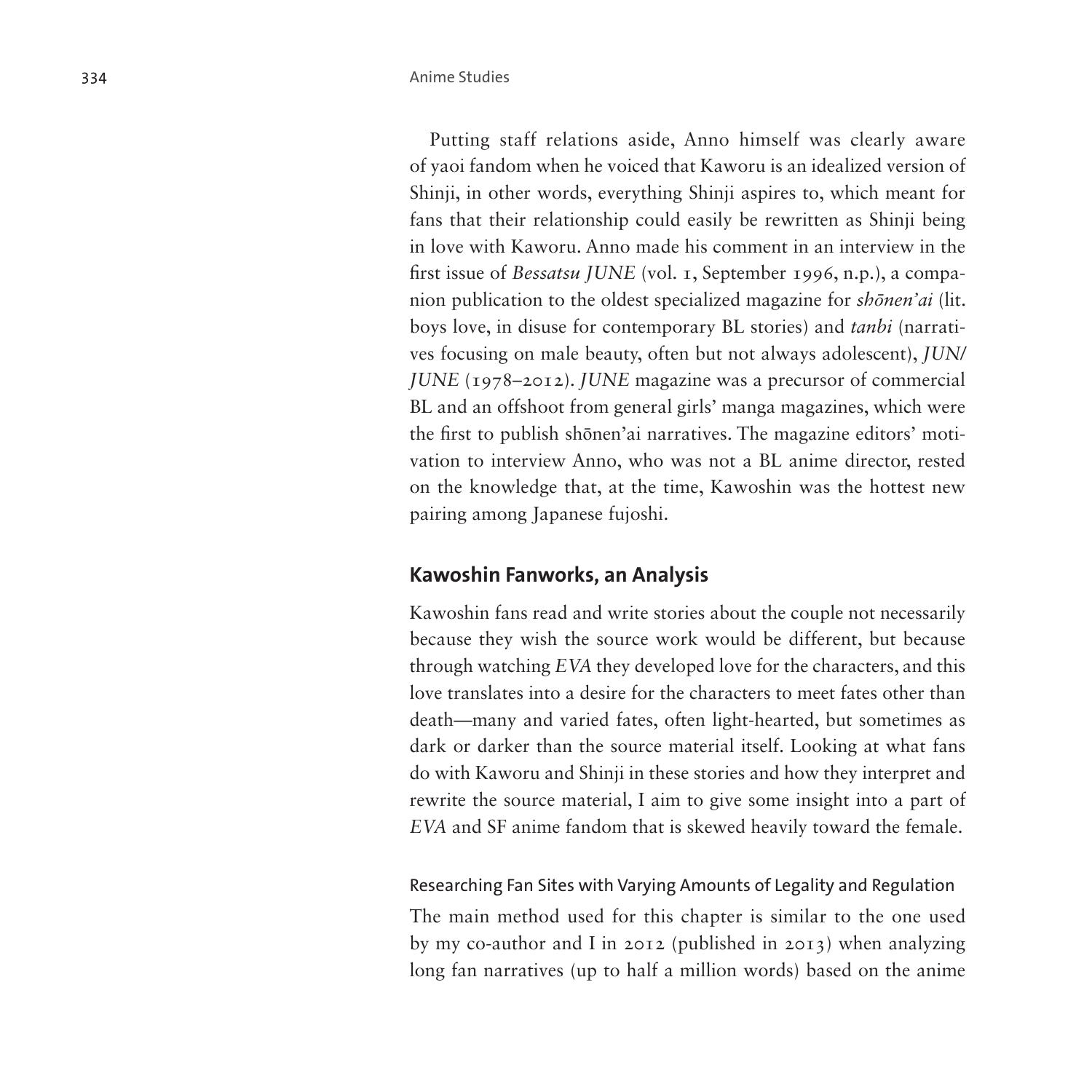Putting staff relations aside, Anno himself was clearly aware of yaoi fandom when he voiced that Kaworu is an idealized version of Shinji, in other words, everything Shinji aspires to, which meant for fans that their relationship could easily be rewritten as Shinji being in love with Kaworu. Anno made his comment in an interview in the first issue of *Bessatsu JUNE* (vol. 1, September 1996, n.p.), a companion publication to the oldest specialized magazine for *shōnen'ai* (lit. boys love, in disuse for contemporary BL stories) and *tanbi* (narratives focusing on male beauty, often but not always adolescent), *JUN/JUNE* (1978–2012). *JUNE* magazine was a precursor of commercial BL and an offshoot from general girls' manga magazines, which were the first to publish shōnen'ai narratives. The magazine editors' motivation to interview Anno, who was not a BL anime director, rested on the knowledge that, at the time, Kawoshin was the hottest new pairing among Japanese fujoshi.

## Kawoshin Fanworks, an Analysis

Kawoshin fans read and write stories about the couple not necessarily because they wish the source work would be different, but because through watching *EVA* they developed love for the characters, and this love translates into a desire for the characters to meet fates other than death—many and varied fates, often light-hearted, but sometimes as dark or darker than the source material itself. Looking at what fans do with Kaworu and Shinji in these stories and how they interpret and rewrite the source material, I aim to give some insight into a part of *EVA* and SF anime fandom that is skewed heavily toward the female.

### Researching Fan Sites with Varying Amounts of Legality and Regulation

The main method used for this chapter is similar to the one used by my co-author and I in 2012 (published in 2013) when analyzing long fan narratives (up to half a million words) based on the anime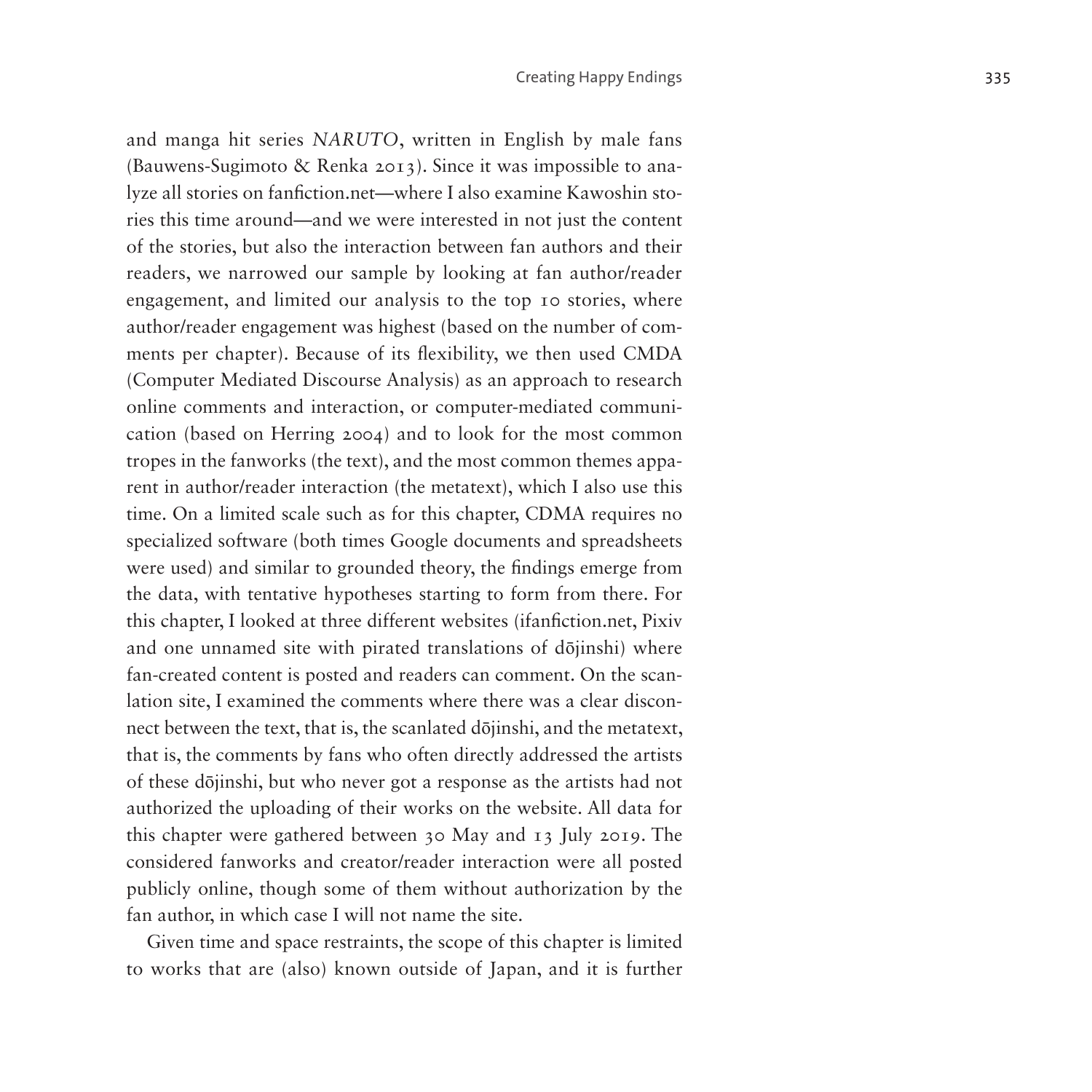and manga hit series *NARUTO*, written in English by male fans (Bauwens-Sugimoto & Renka 2013). Since it was impossible to analyze all stories on fanfiction.net—where I also examine Kawoshin stories this time around—and we were interested in not just the content of the stories, but also the interaction between fan authors and their readers, we narrowed our sample by looking at fan author/reader engagement, and limited our analysis to the top 10 stories, where author/reader engagement was highest (based on the number of comments per chapter). Because of its flexibility, we then used CMDA (Computer Mediated Discourse Analysis) as an approach to research online comments and interaction, or computer-mediated communication (based on Herring 2004) and to look for the most common tropes in the fanworks (the text), and the most common themes apparent in author/reader interaction (the metatext), which I also use this time. On a limited scale such as for this chapter, CDMA requires no specialized software (both times Google documents and spreadsheets were used) and similar to grounded theory, the findings emerge from the data, with tentative hypotheses starting to form from there. For this chapter, I looked at three different websites (ifanfiction.net, Pixiv and one unnamed site with pirated translations of dōjinshi) where fan-created content is posted and readers can comment. On the scanlation site, I examined the comments where there was a clear disconnect between the text, that is, the scanlated dōjinshi, and the metatext, that is, the comments by fans who often directly addressed the artists of these dōjinshi, but who never got a response as the artists had not authorized the uploading of their works on the website. All data for this chapter were gathered between 30 May and 13 July 2019. The considered fanworks and creator/reader interaction were all posted publicly online, though some of them without authorization by the fan author, in which case I will not name the site.

Given time and space restraints, the scope of this chapter is limited to works that are (also) known outside of Japan, and it is further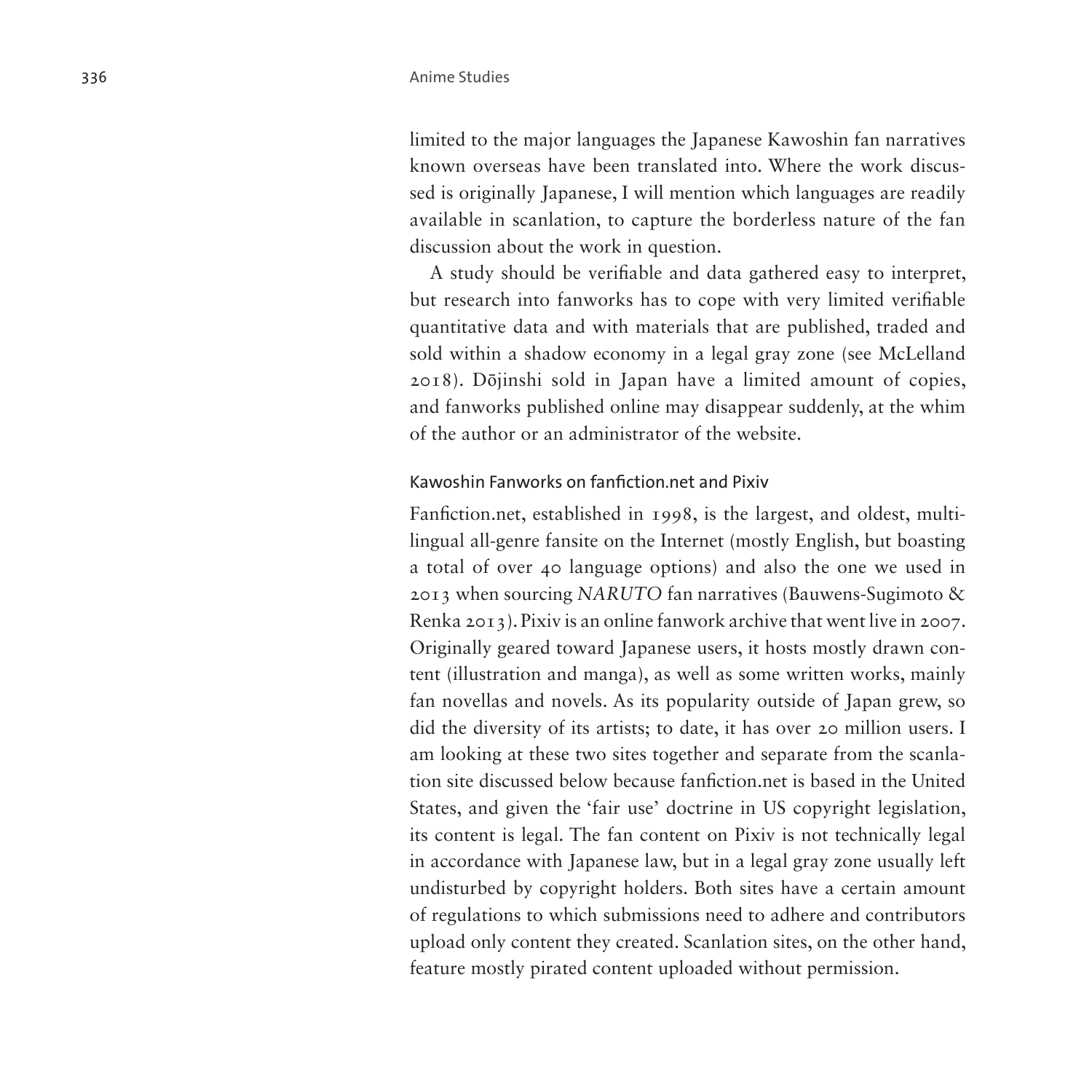limited to the major languages the Japanese Kawoshin fan narratives known overseas have been translated into. Where the work discussed is originally Japanese, I will mention which languages are readily available in scanlation, to capture the borderless nature of the fan discussion about the work in question.

A study should be verifiable and data gathered easy to interpret, but research into fanworks has to cope with very limited verifiable quantitative data and with materials that are published, traded and sold within a shadow economy in a legal gray zone (see McLelland 2018). Dōjinshi sold in Japan have a limited amount of copies, and fanworks published online may disappear suddenly, at the whim of the author or an administrator of the website.

### Kawoshin Fanworks on fanfiction.net and Pixiv

Fanfiction.net, established in 1998, is the largest, and oldest, multilingual all-genre fansite on the Internet (mostly English, but boasting a total of over 40 language options) and also the one we used in 2013 when sourcing *NARUTO* fan narratives (Bauwens-Sugimoto & Renka 2013). Pixiv is an online fanwork archive that went live in 2007. Originally geared toward Japanese users, it hosts mostly drawn content (illustration and manga), as well as some written works, mainly fan novellas and novels. As its popularity outside of Japan grew, so did the diversity of its artists; to date, it has over 20 million users. I am looking at these two sites together and separate from the scanlation site discussed below because fanfiction.net is based in the United States, and given the 'fair use' doctrine in US copyright legislation, its content is legal. The fan content on Pixiv is not technically legal in accordance with Japanese law, but in a legal gray zone usually left undisturbed by copyright holders. Both sites have a certain amount of regulations to which submissions need to adhere and contributors upload only content they created. Scanlation sites, on the other hand, feature mostly pirated content uploaded without permission.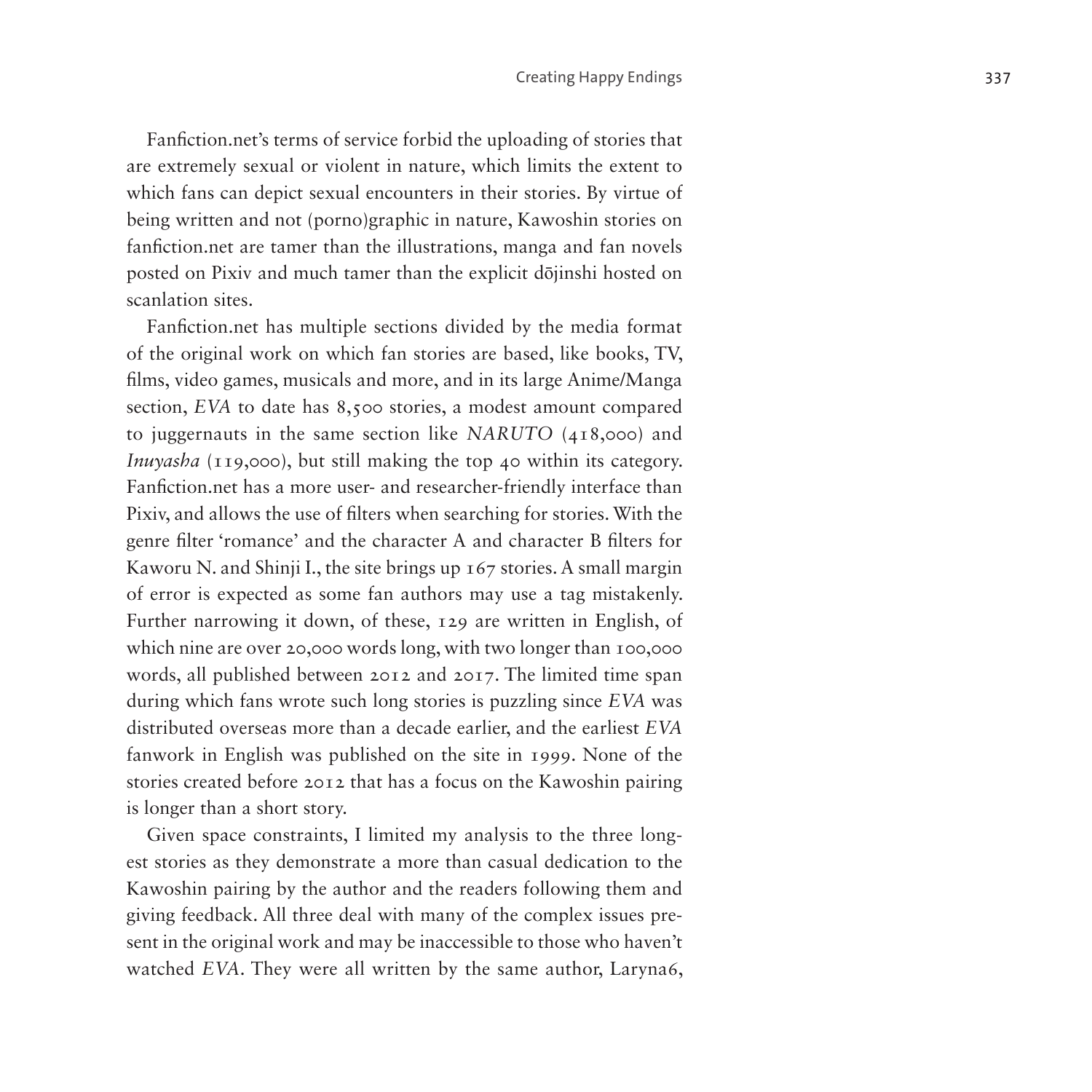Fanfiction.net's terms of service forbid the uploading of stories that are extremely sexual or violent in nature, which limits the extent to which fans can depict sexual encounters in their stories. By virtue of being written and not (porno)graphic in nature, Kawoshin stories on fanfiction.net are tamer than the illustrations, manga and fan novels posted on Pixiv and much tamer than the explicit dōjinshi hosted on scanlation sites.

Fanfiction.net has multiple sections divided by the media format of the original work on which fan stories are based, like books, TV, films, video games, musicals and more, and in its large Anime/Manga section, *EVA* to date has 8,500 stories, a modest amount compared to juggernauts in the same section like *NARUTO* (418,000) and *Inuyasha* (119,000), but still making the top 40 within its category. Fanfiction.net has a more user- and researcher-friendly interface than Pixiv, and allows the use of filters when searching for stories. With the genre filter 'romance' and the character A and character B filters for Kaworu N. and Shinji I., the site brings up 167 stories. A small margin of error is expected as some fan authors may use a tag mistakenly. Further narrowing it down, of these, 129 are written in English, of which nine are over 20,000 words long, with two longer than 100,000 words, all published between 2012 and 2017. The limited time span during which fans wrote such long stories is puzzling since *EVA* was distributed overseas more than a decade earlier, and the earliest *EVA* fanwork in English was published on the site in 1999. None of the stories created before 2012 that has a focus on the Kawoshin pairing is longer than a short story.

Given space constraints, I limited my analysis to the three longest stories as they demonstrate a more than casual dedication to the Kawoshin pairing by the author and the readers following them and giving feedback. All three deal with many of the complex issues present in the original work and may be inaccessible to those who haven't watched *EVA*. They were all written by the same author, Laryna6,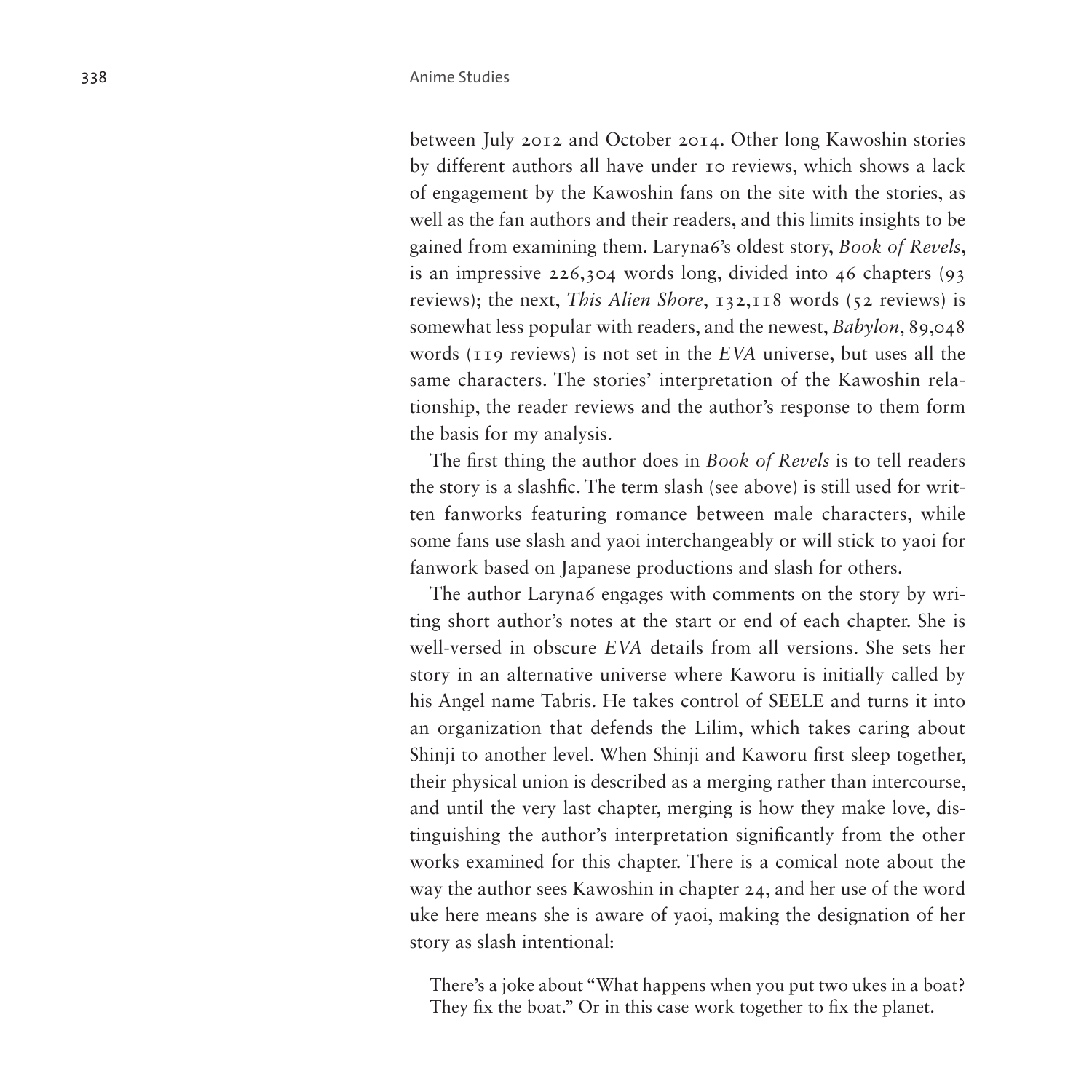between July 2012 and October 2014. Other long Kawoshin stories by different authors all have under 10 reviews, which shows a lack of engagement by the Kawoshin fans on the site with the stories, as well as the fan authors and their readers, and this limits insights to be gained from examining them. Laryna6's oldest story, *Book of Revels*, is an impressive 226,304 words long, divided into 46 chapters (93 reviews); the next, *This Alien Shore*, 132,118 words (52 reviews) is somewhat less popular with readers, and the newest, *Babylon*, 89,048 words (119 reviews) is not set in the *EVA* universe, but uses all the same characters. The stories' interpretation of the Kawoshin relationship, the reader reviews and the author's response to them form the basis for my analysis.

The first thing the author does in *Book of Revels* is to tell readers the story is a slashfic. The term slash (see above) is still used for written fanworks featuring romance between male characters, while some fans use slash and yaoi interchangeably or will stick to yaoi for fanwork based on Japanese productions and slash for others.

The author Laryna6 engages with comments on the story by writing short author's notes at the start or end of each chapter. She is well-versed in obscure *EVA* details from all versions. She sets her story in an alternative universe where Kaworu is initially called by his Angel name Tabris. He takes control of SEELE and turns it into an organization that defends the Lilim, which takes caring about Shinji to another level. When Shinji and Kaworu first sleep together, their physical union is described as a merging rather than intercourse, and until the very last chapter, merging is how they make love, distinguishing the author's interpretation significantly from the other works examined for this chapter. There is a comical note about the way the author sees Kawoshin in chapter 24, and her use of the word uke here means she is aware of yaoi, making the designation of her story as slash intentional:

> There's a joke about "What happens when you put two ukes in a boat? They fix the boat." Or in this case work together to fix the planet.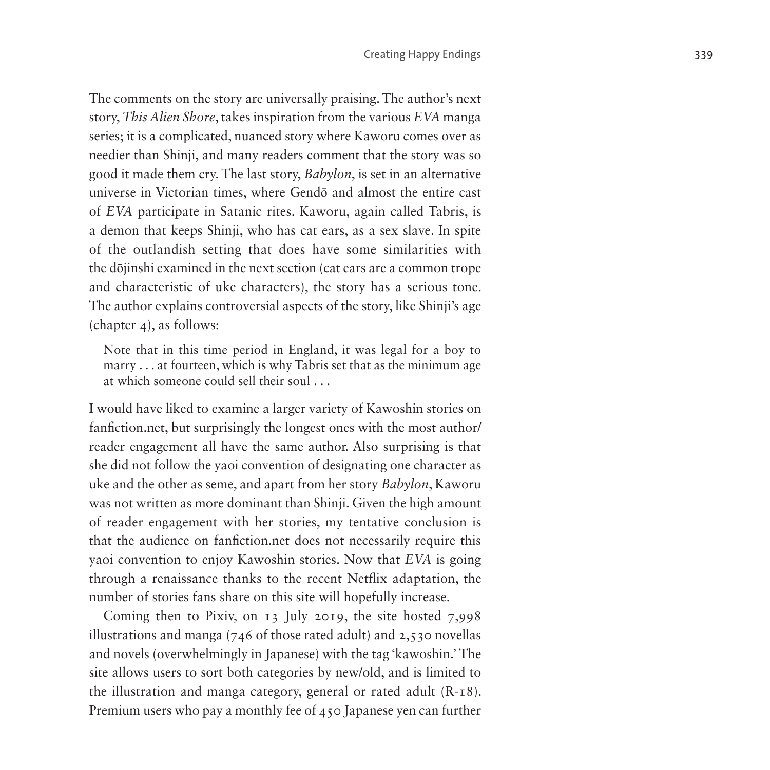The comments on the story are universally praising. The author's next story, *This Alien Shore*, takes inspiration from the various *EVA* manga series; it is a complicated, nuanced story where Kaworu comes over as needier than Shinji, and many readers comment that the story was so good it made them cry. The last story, *Babylon*, is set in an alternative universe in Victorian times, where Gendō and almost the entire cast of *EVA* participate in Satanic rites. Kaworu, again called Tabris, is a demon that keeps Shinji, who has cat ears, as a sex slave. In spite of the outlandish setting that does have some similarities with the dōjinshi examined in the next section (cat ears are a common trope and characteristic of uke characters), the story has a serious tone. The author explains controversial aspects of the story, like Shinji's age (chapter 4), as follows:

> Note that in this time period in England, it was legal for a boy to marry . . . at fourteen, which is why Tabris set that as the minimum age at which someone could sell their soul . . .

I would have liked to examine a larger variety of Kawoshin stories on fanfiction.net, but surprisingly the longest ones with the most author/reader engagement all have the same author. Also surprising is that she did not follow the yaoi convention of designating one character as uke and the other as seme, and apart from her story *Babylon*, Kaworu was not written as more dominant than Shinji. Given the high amount of reader engagement with her stories, my tentative conclusion is that the audience on fanfiction.net does not necessarily require this yaoi convention to enjoy Kawoshin stories. Now that *EVA* is going through a renaissance thanks to the recent Netflix adaptation, the number of stories fans share on this site will hopefully increase.

Coming then to Pixiv, on 13 July 2019, the site hosted 7,998 illustrations and manga (746 of those rated adult) and 2,530 novellas and novels (overwhelmingly in Japanese) with the tag 'kawoshin.' The site allows users to sort both categories by new/old, and is limited to the illustration and manga category, general or rated adult (R-18). Premium users who pay a monthly fee of 450 Japanese yen can further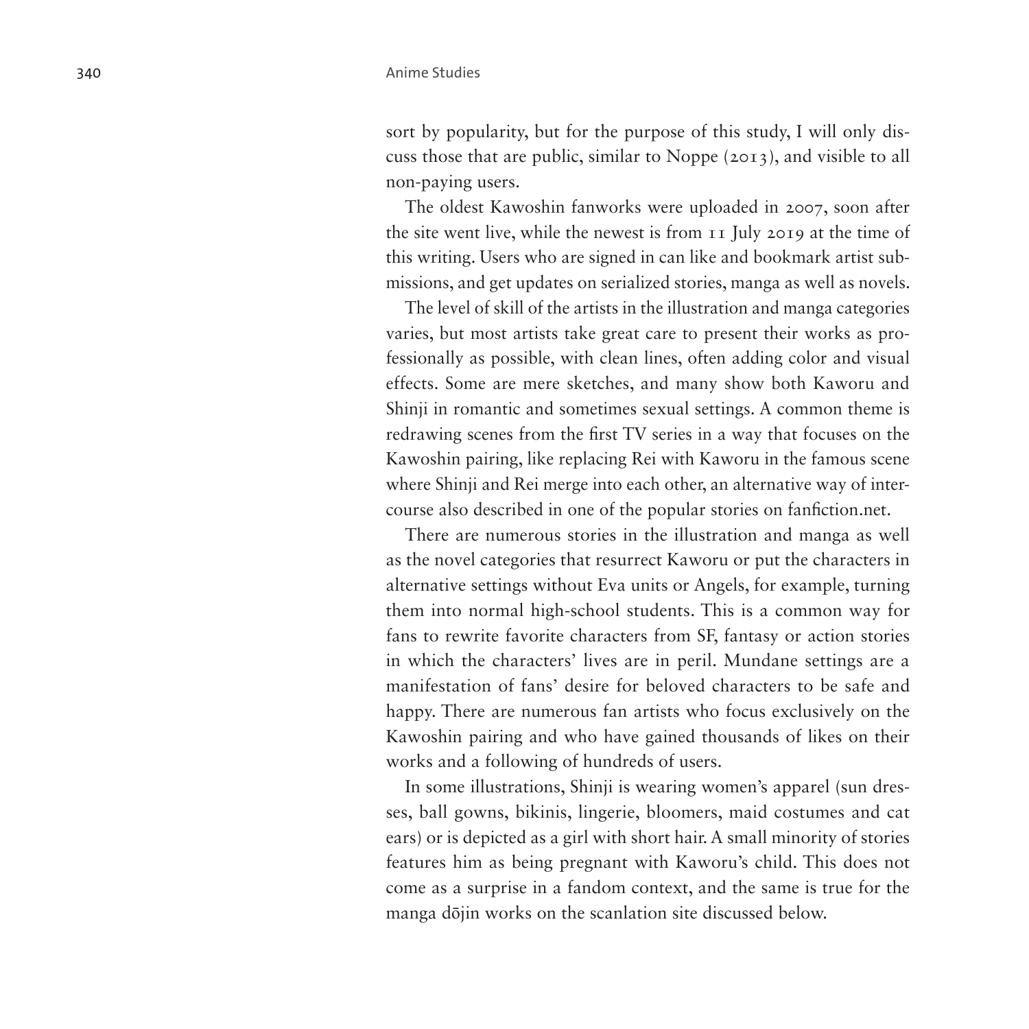sort by popularity, but for the purpose of this study, I will only discuss those that are public, similar to Noppe (2013), and visible to all non-paying users.

The oldest Kawoshin fanworks were uploaded in 2007, soon after the site went live, while the newest is from 11 July 2019 at the time of this writing. Users who are signed in can like and bookmark artist submissions, and get updates on serialized stories, manga as well as novels.

The level of skill of the artists in the illustration and manga categories varies, but most artists take great care to present their works as professionally as possible, with clean lines, often adding color and visual effects. Some are mere sketches, and many show both Kaworu and Shinji in romantic and sometimes sexual settings. A common theme is redrawing scenes from the first TV series in a way that focuses on the Kawoshin pairing, like replacing Rei with Kaworu in the famous scene where Shinji and Rei merge into each other, an alternative way of intercourse also described in one of the popular stories on fanfiction.net.

There are numerous stories in the illustration and manga as well as the novel categories that resurrect Kaworu or put the characters in alternative settings without Eva units or Angels, for example, turning them into normal high-school students. This is a common way for fans to rewrite favorite characters from SF, fantasy or action stories in which the characters' lives are in peril. Mundane settings are a manifestation of fans' desire for beloved characters to be safe and happy. There are numerous fan artists who focus exclusively on the Kawoshin pairing and who have gained thousands of likes on their works and a following of hundreds of users.

In some illustrations, Shinji is wearing women's apparel (sun dresses, ball gowns, bikinis, lingerie, bloomers, maid costumes and cat ears) or is depicted as a girl with short hair. A small minority of stories features him as being pregnant with Kaworu's child. This does not come as a surprise in a fandom context, and the same is true for the manga dōjin works on the scanlation site discussed below.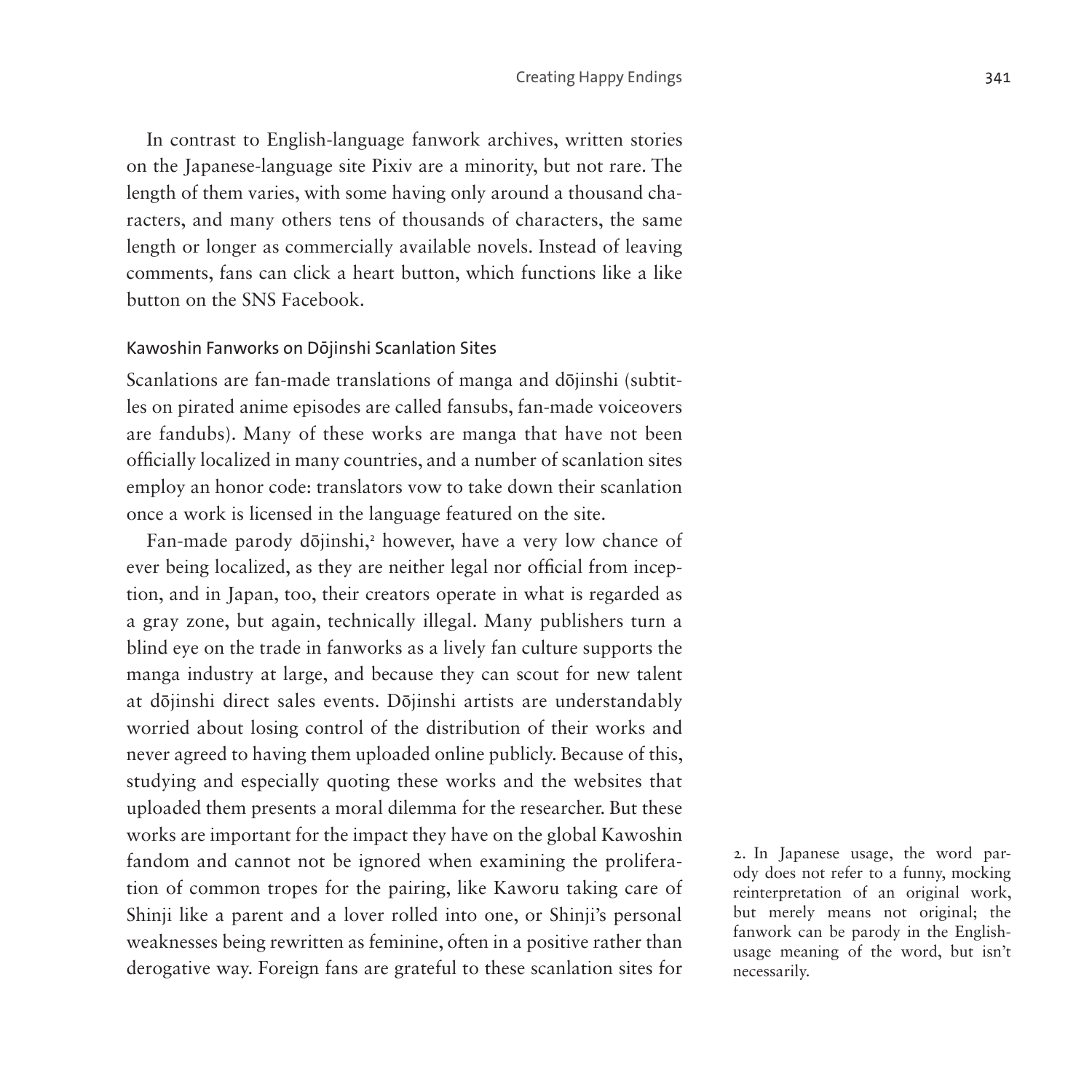In contrast to English-language fanwork archives, written stories on the Japanese-language site Pixiv are a minority, but not rare. The length of them varies, with some having only around a thousand characters, and many others tens of thousands of characters, the same length or longer as commercially available novels. Instead of leaving comments, fans can click a heart button, which functions like a like button on the SNS Facebook.

### Kawoshin Fanworks on Dōjinshi Scanlation Sites

Scanlations are fan-made translations of manga and dōjinshi (subtitles on pirated anime episodes are called fansubs, fan-made voiceovers are fandubs). Many of these works are manga that have not been officially localized in many countries, and a number of scanlation sites employ an honor code: translators vow to take down their scanlation once a work is licensed in the language featured on the site.

Fan-made parody dōjinshi,[2] however, have a very low chance of ever being localized, as they are neither legal nor official from inception, and in Japan, too, their creators operate in what is regarded as a gray zone, but again, technically illegal. Many publishers turn a blind eye on the trade in fanworks as a lively fan culture supports the manga industry at large, and because they can scout for new talent at dōjinshi direct sales events. Dōjinshi artists are understandably worried about losing control of the distribution of their works and never agreed to having them uploaded online publicly. Because of this, studying and especially quoting these works and the websites that uploaded them presents a moral dilemma for the researcher. But these works are important for the impact they have on the global Kawoshin fandom and cannot not be ignored when examining the proliferation of common tropes for the pairing, like Kaworu taking care of Shinji like a parent and a lover rolled into one, or Shinji's personal weaknesses being rewritten as feminine, often in a positive rather than derogative way. Foreign fans are grateful to these scanlation sites for

2. In Japanese usage, the word parody does not refer to a funny, mocking reinterpretation of an original work, but merely means not original; the fanwork can be parody in the English-usage meaning of the word, but isn't necessarily.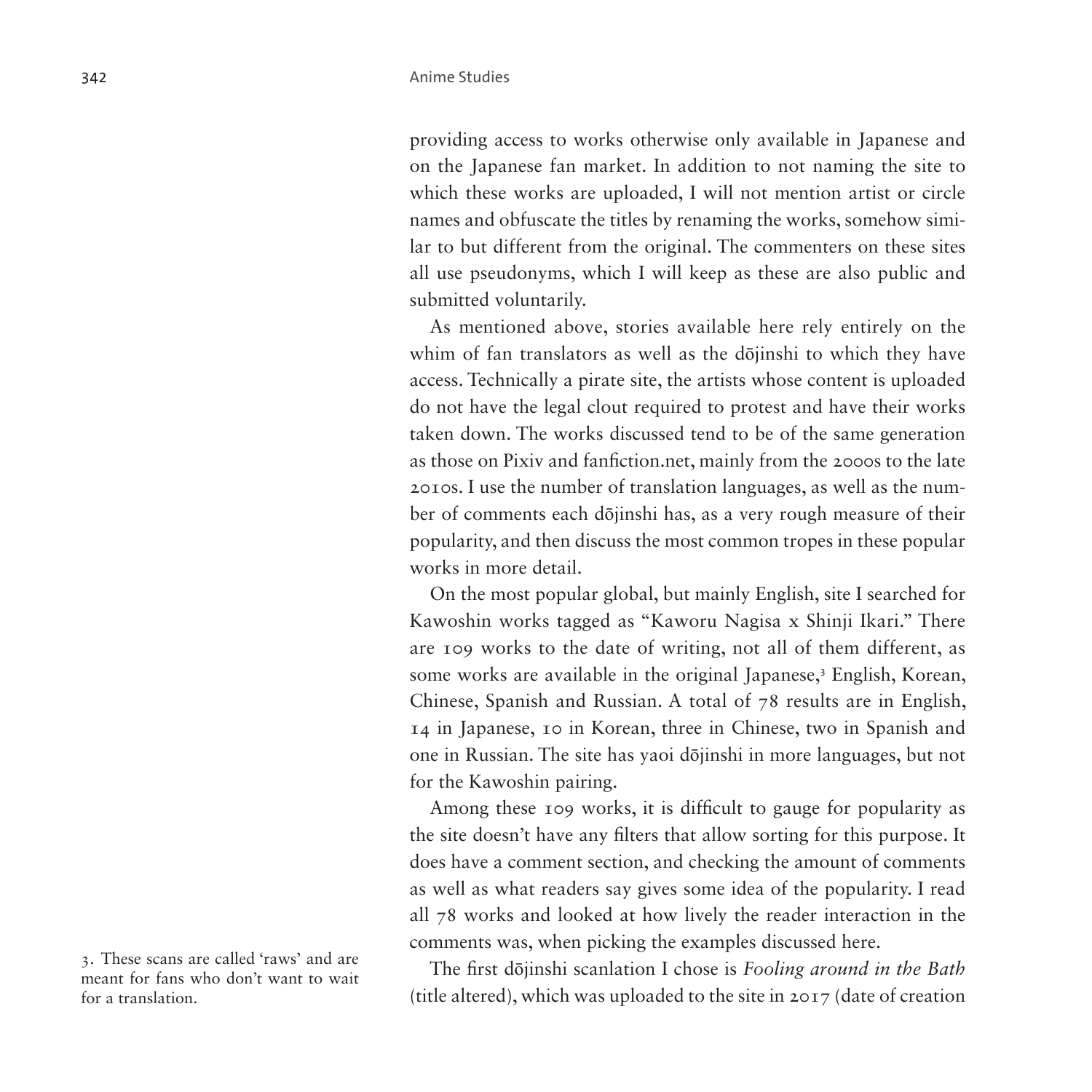providing access to works otherwise only available in Japanese and on the Japanese fan market. In addition to not naming the site to which these works are uploaded, I will not mention artist or circle names and obfuscate the titles by renaming the works, somehow similar to but different from the original. The commenters on these sites all use pseudonyms, which I will keep as these are also public and submitted voluntarily.

As mentioned above, stories available here rely entirely on the whim of fan translators as well as the dōjinshi to which they have access. Technically a pirate site, the artists whose content is uploaded do not have the legal clout required to protest and have their works taken down. The works discussed tend to be of the same generation as those on Pixiv and fanfiction.net, mainly from the 2000s to the late 2010s. I use the number of translation languages, as well as the number of comments each dōjinshi has, as a very rough measure of their popularity, and then discuss the most common tropes in these popular works in more detail.

On the most popular global, but mainly English, site I searched for Kawoshin works tagged as "Kaworu Nagisa x Shinji Ikari." There are 109 works to the date of writing, not all of them different, as some works are available in the original Japanese,[3] English, Korean, Chinese, Spanish and Russian. A total of 78 results are in English, 14 in Japanese, 10 in Korean, three in Chinese, two in Spanish and one in Russian. The site has yaoi dōjinshi in more languages, but not for the Kawoshin pairing.

Among these 109 works, it is difficult to gauge for popularity as the site doesn't have any filters that allow sorting for this purpose. It does have a comment section, and checking the amount of comments as well as what readers say gives some idea of the popularity. I read all 78 works and looked at how lively the reader interaction in the comments was, when picking the examples discussed here.

The first dōjinshi scanlation I chose is *Fooling around in the Bath* (title altered), which was uploaded to the site in 2017 (date of creation

3. These scans are called 'raws' and are meant for fans who don't want to wait for a translation.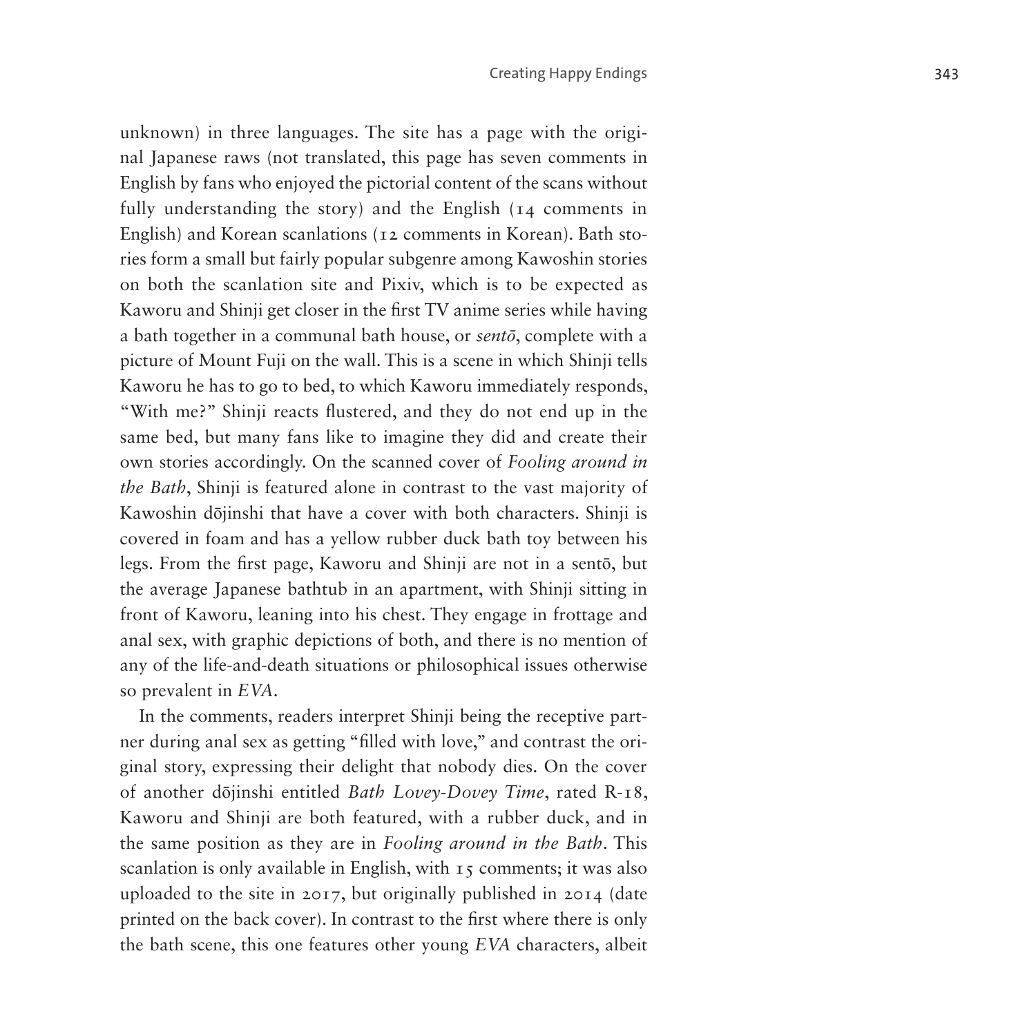unknown) in three languages. The site has a page with the original Japanese raws (not translated, this page has seven comments in English by fans who enjoyed the pictorial content of the scans without fully understanding the story) and the English (14 comments in English) and Korean scanlations (12 comments in Korean). Bath stories form a small but fairly popular subgenre among Kawoshin stories on both the scanlation site and Pixiv, which is to be expected as Kaworu and Shinji get closer in the first TV anime series while having a bath together in a communal bath house, or *sentō*, complete with a picture of Mount Fuji on the wall. This is a scene in which Shinji tells Kaworu he has to go to bed, to which Kaworu immediately responds, "With me?" Shinji reacts flustered, and they do not end up in the same bed, but many fans like to imagine they did and create their own stories accordingly. On the scanned cover of *Fooling around in the Bath*, Shinji is featured alone in contrast to the vast majority of Kawoshin dōjinshi that have a cover with both characters. Shinji is covered in foam and has a yellow rubber duck bath toy between his legs. From the first page, Kaworu and Shinji are not in a sentō, but the average Japanese bathtub in an apartment, with Shinji sitting in front of Kaworu, leaning into his chest. They engage in frottage and anal sex, with graphic depictions of both, and there is no mention of any of the life-and-death situations or philosophical issues otherwise so prevalent in *EVA*.

In the comments, readers interpret Shinji being the receptive partner during anal sex as getting "filled with love," and contrast the original story, expressing their delight that nobody dies. On the cover of another dōjinshi entitled *Bath Lovey-Dovey Time*, rated R-18, Kaworu and Shinji are both featured, with a rubber duck, and in the same position as they are in *Fooling around in the Bath*. This scanlation is only available in English, with 15 comments; it was also uploaded to the site in 2017, but originally published in 2014 (date printed on the back cover). In contrast to the first where there is only the bath scene, this one features other young *EVA* characters, albeit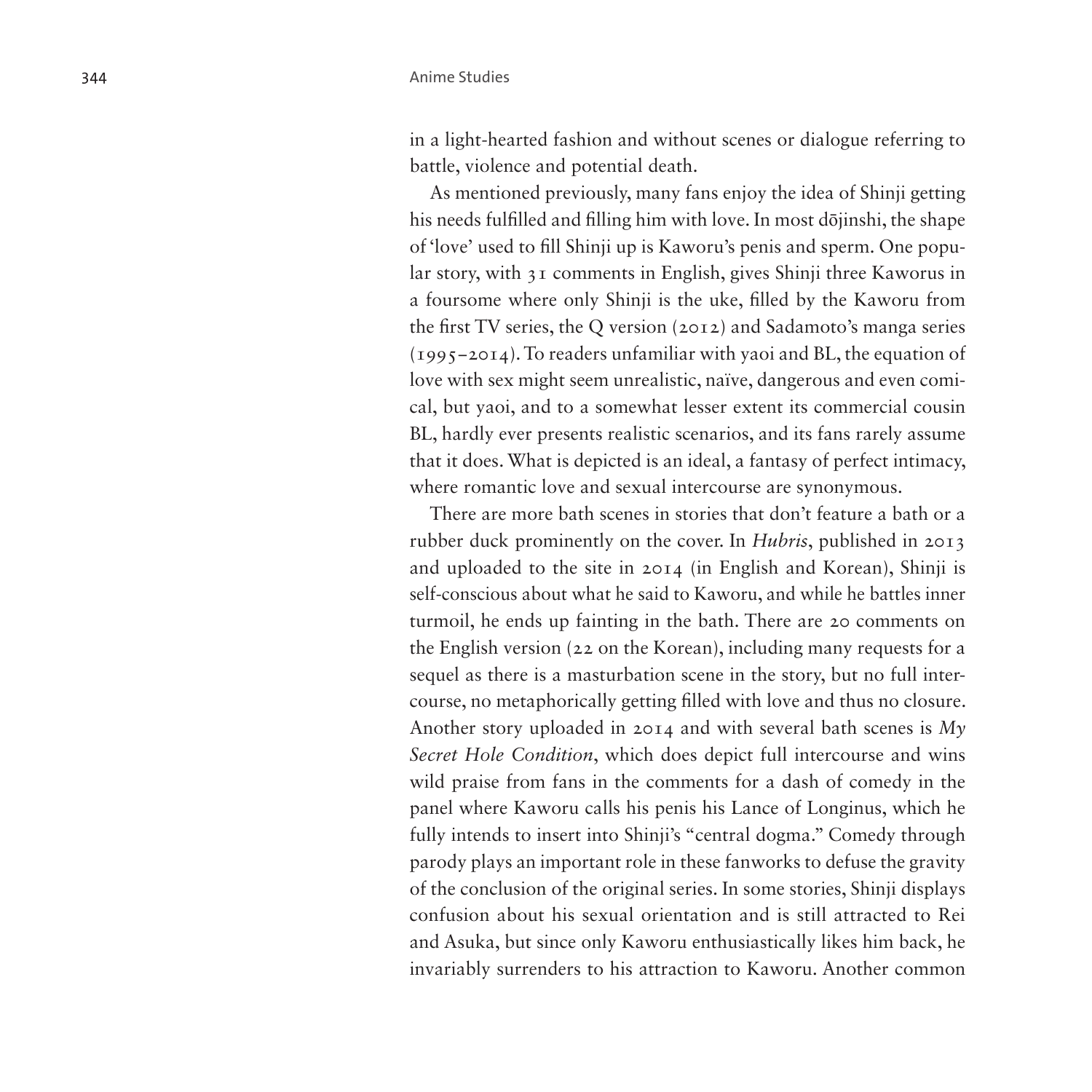in a light-hearted fashion and without scenes or dialogue referring to battle, violence and potential death.

As mentioned previously, many fans enjoy the idea of Shinji getting his needs fulfilled and filling him with love. In most dōjinshi, the shape of 'love' used to fill Shinji up is Kaworu's penis and sperm. One popular story, with 31 comments in English, gives Shinji three Kaworus in a foursome where only Shinji is the uke, filled by the Kaworu from the first TV series, the Q version (2012) and Sadamoto's manga series (1995–2014). To readers unfamiliar with yaoi and BL, the equation of love with sex might seem unrealistic, naïve, dangerous and even comical, but yaoi, and to a somewhat lesser extent its commercial cousin BL, hardly ever presents realistic scenarios, and its fans rarely assume that it does. What is depicted is an ideal, a fantasy of perfect intimacy, where romantic love and sexual intercourse are synonymous.

There are more bath scenes in stories that don't feature a bath or a rubber duck prominently on the cover. In *Hubris*, published in 2013 and uploaded to the site in 2014 (in English and Korean), Shinji is self-conscious about what he said to Kaworu, and while he battles inner turmoil, he ends up fainting in the bath. There are 20 comments on the English version (22 on the Korean), including many requests for a sequel as there is a masturbation scene in the story, but no full intercourse, no metaphorically getting filled with love and thus no closure. Another story uploaded in 2014 and with several bath scenes is *My Secret Hole Condition*, which does depict full intercourse and wins wild praise from fans in the comments for a dash of comedy in the panel where Kaworu calls his penis his Lance of Longinus, which he fully intends to insert into Shinji's "central dogma." Comedy through parody plays an important role in these fanworks to defuse the gravity of the conclusion of the original series. In some stories, Shinji displays confusion about his sexual orientation and is still attracted to Rei and Asuka, but since only Kaworu enthusiastically likes him back, he invariably surrenders to his attraction to Kaworu. Another common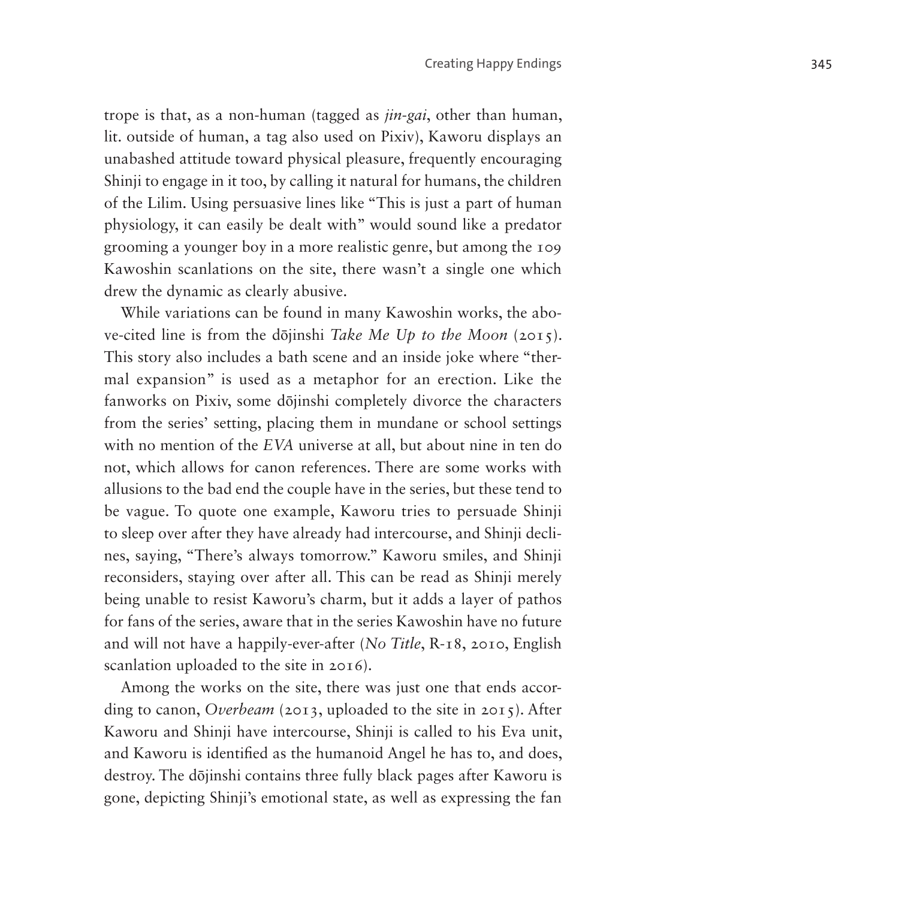trope is that, as a non-human (tagged as *jin-gai*, other than human, lit. outside of human, a tag also used on Pixiv), Kaworu displays an unabashed attitude toward physical pleasure, frequently encouraging Shinji to engage in it too, by calling it natural for humans, the children of the Lilim. Using persuasive lines like "This is just a part of human physiology, it can easily be dealt with" would sound like a predator grooming a younger boy in a more realistic genre, but among the 109 Kawoshin scanlations on the site, there wasn't a single one which drew the dynamic as clearly abusive.

While variations can be found in many Kawoshin works, the above-cited line is from the dōjinshi *Take Me Up to the Moon* (2015). This story also includes a bath scene and an inside joke where "thermal expansion" is used as a metaphor for an erection. Like the fanworks on Pixiv, some dōjinshi completely divorce the characters from the series' setting, placing them in mundane or school settings with no mention of the *EVA* universe at all, but about nine in ten do not, which allows for canon references. There are some works with allusions to the bad end the couple have in the series, but these tend to be vague. To quote one example, Kaworu tries to persuade Shinji to sleep over after they have already had intercourse, and Shinji declines, saying, "There's always tomorrow." Kaworu smiles, and Shinji reconsiders, staying over after all. This can be read as Shinji merely being unable to resist Kaworu's charm, but it adds a layer of pathos for fans of the series, aware that in the series Kawoshin have no future and will not have a happily-ever-after (*No Title*, R-18, 2010, English scanlation uploaded to the site in 2016).

Among the works on the site, there was just one that ends according to canon, *Overbeam* (2013, uploaded to the site in 2015). After Kaworu and Shinji have intercourse, Shinji is called to his Eva unit, and Kaworu is identified as the humanoid Angel he has to, and does, destroy. The dōjinshi contains three fully black pages after Kaworu is gone, depicting Shinji's emotional state, as well as expressing the fan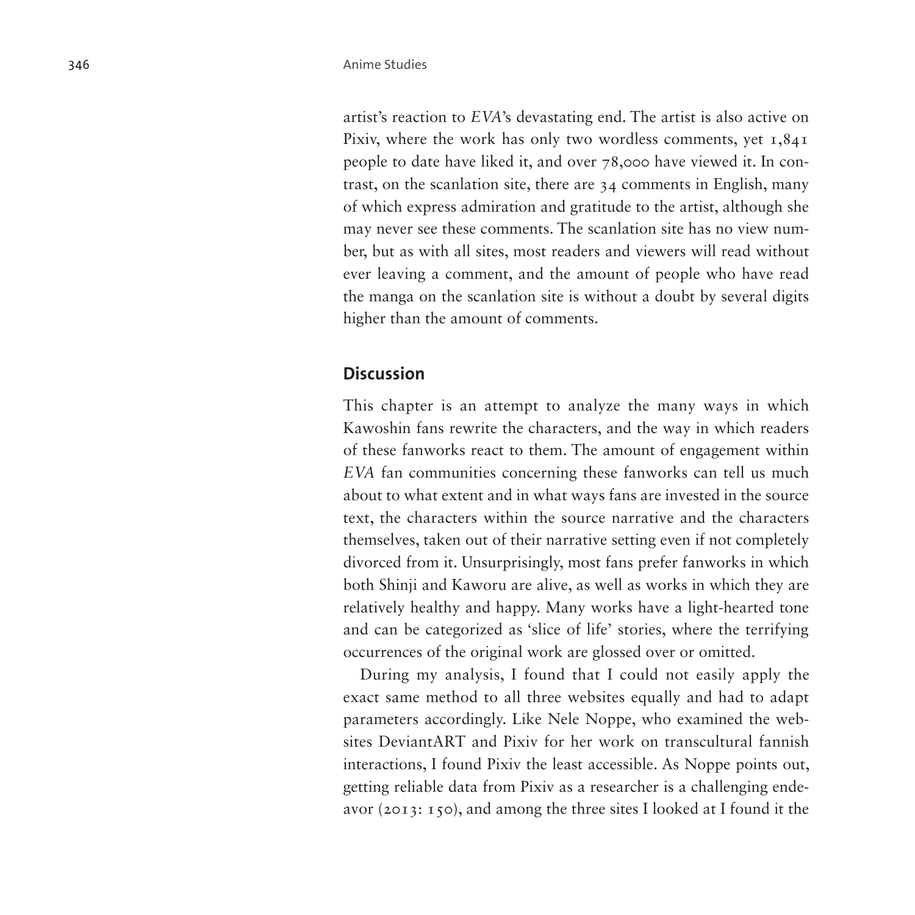artist's reaction to *EVA*'s devastating end. The artist is also active on Pixiv, where the work has only two wordless comments, yet 1,841 people to date have liked it, and over 78,000 have viewed it. In contrast, on the scanlation site, there are 34 comments in English, many of which express admiration and gratitude to the artist, although she may never see these comments. The scanlation site has no view number, but as with all sites, most readers and viewers will read without ever leaving a comment, and the amount of people who have read the manga on the scanlation site is without a doubt by several digits higher than the amount of comments.

## Discussion

This chapter is an attempt to analyze the many ways in which Kawoshin fans rewrite the characters, and the way in which readers of these fanworks react to them. The amount of engagement within *EVA* fan communities concerning these fanworks can tell us much about to what extent and in what ways fans are invested in the source text, the characters within the source narrative and the characters themselves, taken out of their narrative setting even if not completely divorced from it. Unsurprisingly, most fans prefer fanworks in which both Shinji and Kaworu are alive, as well as works in which they are relatively healthy and happy. Many works have a light-hearted tone and can be categorized as 'slice of life' stories, where the terrifying occurrences of the original work are glossed over or omitted.

During my analysis, I found that I could not easily apply the exact same method to all three websites equally and had to adapt parameters accordingly. Like Nele Noppe, who examined the websites DeviantART and Pixiv for her work on transcultural fannish interactions, I found Pixiv the least accessible. As Noppe points out, getting reliable data from Pixiv as a researcher is a challenging endeavor (2013: 150), and among the three sites I looked at I found it the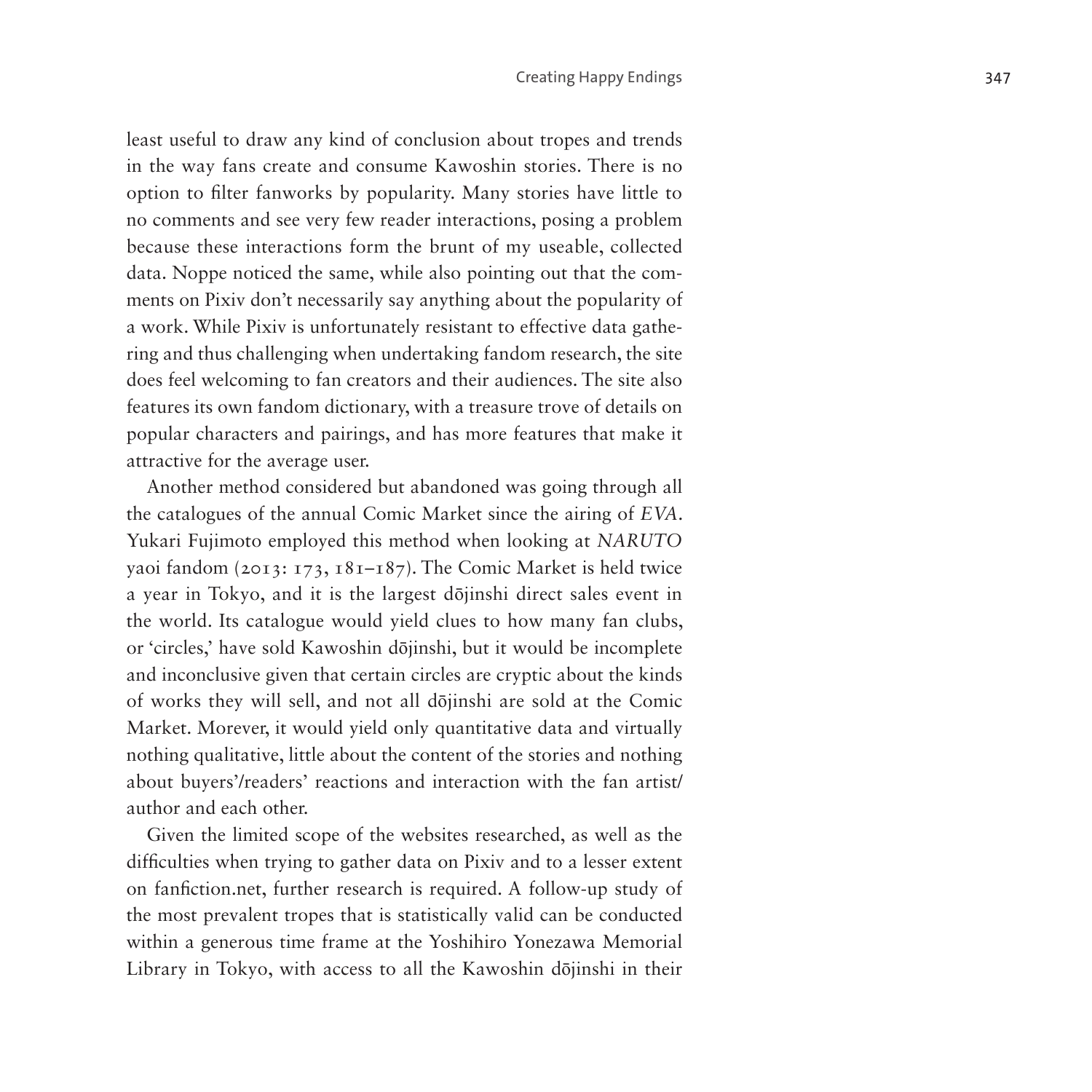least useful to draw any kind of conclusion about tropes and trends in the way fans create and consume Kawoshin stories. There is no option to filter fanworks by popularity. Many stories have little to no comments and see very few reader interactions, posing a problem because these interactions form the brunt of my useable, collected data. Noppe noticed the same, while also pointing out that the comments on Pixiv don't necessarily say anything about the popularity of a work. While Pixiv is unfortunately resistant to effective data gathering and thus challenging when undertaking fandom research, the site does feel welcoming to fan creators and their audiences. The site also features its own fandom dictionary, with a treasure trove of details on popular characters and pairings, and has more features that make it attractive for the average user.

Another method considered but abandoned was going through all the catalogues of the annual Comic Market since the airing of *EVA*. Yukari Fujimoto employed this method when looking at *NARUTO* yaoi fandom (2013: 173, 181–187). The Comic Market is held twice a year in Tokyo, and it is the largest dōjinshi direct sales event in the world. Its catalogue would yield clues to how many fan clubs, or 'circles,' have sold Kawoshin dōjinshi, but it would be incomplete and inconclusive given that certain circles are cryptic about the kinds of works they will sell, and not all dōjinshi are sold at the Comic Market. Morever, it would yield only quantitative data and virtually nothing qualitative, little about the content of the stories and nothing about buyers'/readers' reactions and interaction with the fan artist/author and each other.

Given the limited scope of the websites researched, as well as the difficulties when trying to gather data on Pixiv and to a lesser extent on fanfiction.net, further research is required. A follow-up study of the most prevalent tropes that is statistically valid can be conducted within a generous time frame at the Yoshihiro Yonezawa Memorial Library in Tokyo, with access to all the Kawoshin dōjinshi in their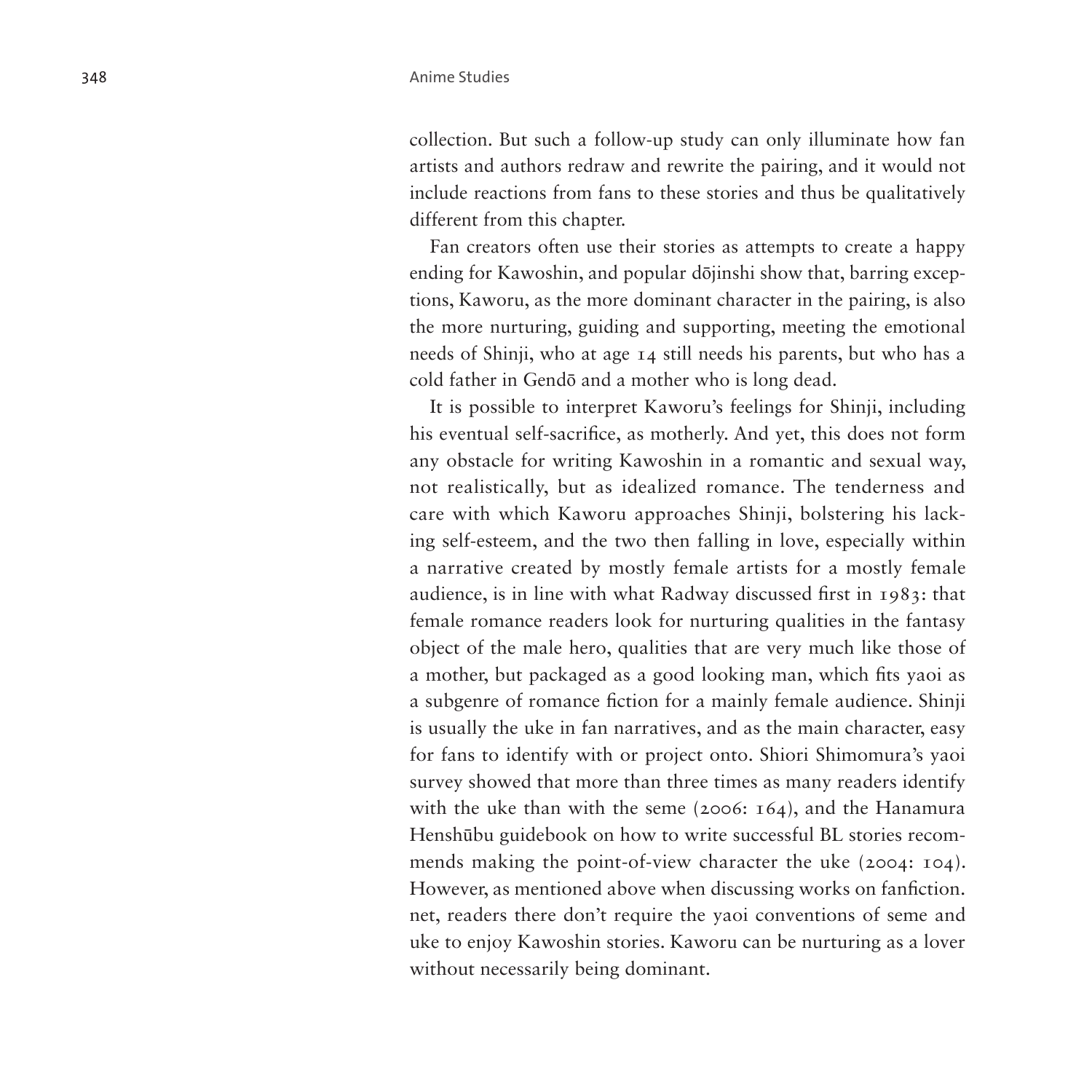collection. But such a follow-up study can only illuminate how fan artists and authors redraw and rewrite the pairing, and it would not include reactions from fans to these stories and thus be qualitatively different from this chapter.

Fan creators often use their stories as attempts to create a happy ending for Kawoshin, and popular dōjinshi show that, barring exceptions, Kaworu, as the more dominant character in the pairing, is also the more nurturing, guiding and supporting, meeting the emotional needs of Shinji, who at age 14 still needs his parents, but who has a cold father in Gendō and a mother who is long dead.

It is possible to interpret Kaworu's feelings for Shinji, including his eventual self-sacrifice, as motherly. And yet, this does not form any obstacle for writing Kawoshin in a romantic and sexual way, not realistically, but as idealized romance. The tenderness and care with which Kaworu approaches Shinji, bolstering his lacking self-esteem, and the two then falling in love, especially within a narrative created by mostly female artists for a mostly female audience, is in line with what Radway discussed first in 1983: that female romance readers look for nurturing qualities in the fantasy object of the male hero, qualities that are very much like those of a mother, but packaged as a good looking man, which fits yaoi as a subgenre of romance fiction for a mainly female audience. Shinji is usually the uke in fan narratives, and as the main character, easy for fans to identify with or project onto. Shiori Shimomura's yaoi survey showed that more than three times as many readers identify with the uke than with the seme (2006: 164), and the Hanamura Henshūbu guidebook on how to write successful BL stories recommends making the point-of-view character the uke (2004: 104). However, as mentioned above when discussing works on fanfiction.net, readers there don't require the yaoi conventions of seme and uke to enjoy Kawoshin stories. Kaworu can be nurturing as a lover without necessarily being dominant.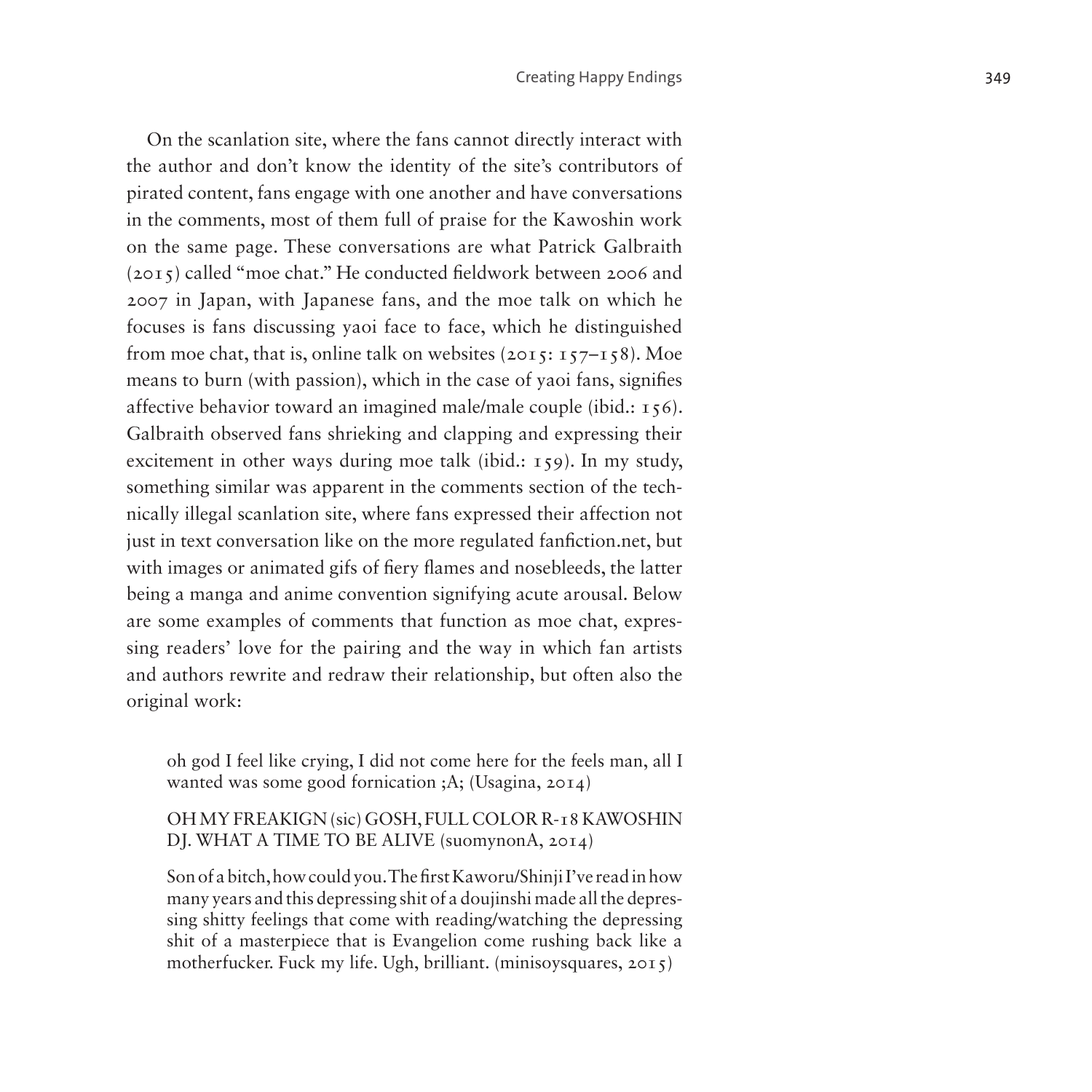On the scanlation site, where the fans cannot directly interact with the author and don't know the identity of the site's contributors of pirated content, fans engage with one another and have conversations in the comments, most of them full of praise for the Kawoshin work on the same page. These conversations are what Patrick Galbraith (2015) called "moe chat." He conducted fieldwork between 2006 and 2007 in Japan, with Japanese fans, and the moe talk on which he focuses is fans discussing yaoi face to face, which he distinguished from moe chat, that is, online talk on websites (2015: 157–158). Moe means to burn (with passion), which in the case of yaoi fans, signifies affective behavior toward an imagined male/male couple (ibid.: 156). Galbraith observed fans shrieking and clapping and expressing their excitement in other ways during moe talk (ibid.: 159). In my study, something similar was apparent in the comments section of the technically illegal scanlation site, where fans expressed their affection not just in text conversation like on the more regulated fanfiction.net, but with images or animated gifs of fiery flames and nosebleeds, the latter being a manga and anime convention signifying acute arousal. Below are some examples of comments that function as moe chat, expressing readers' love for the pairing and the way in which fan artists and authors rewrite and redraw their relationship, but often also the original work:

> oh god I feel like crying, I did not come here for the feels man, all I wanted was some good fornication ;A; (Usagina, 2014)
>
> OH MY FREAKIGN (sic) GOSH, FULL COLOR R-18 KAWOSHIN DJ. WHAT A TIME TO BE ALIVE (suomynonA, 2014)
>
> Son of a bitch, how could you. The first Kaworu/Shinji I've read in how many years and this depressing shit of a doujinshi made all the depressing shitty feelings that come with reading/watching the depressing shit of a masterpiece that is Evangelion come rushing back like a motherfucker. Fuck my life. Ugh, brilliant. (minisoysquares, 2015)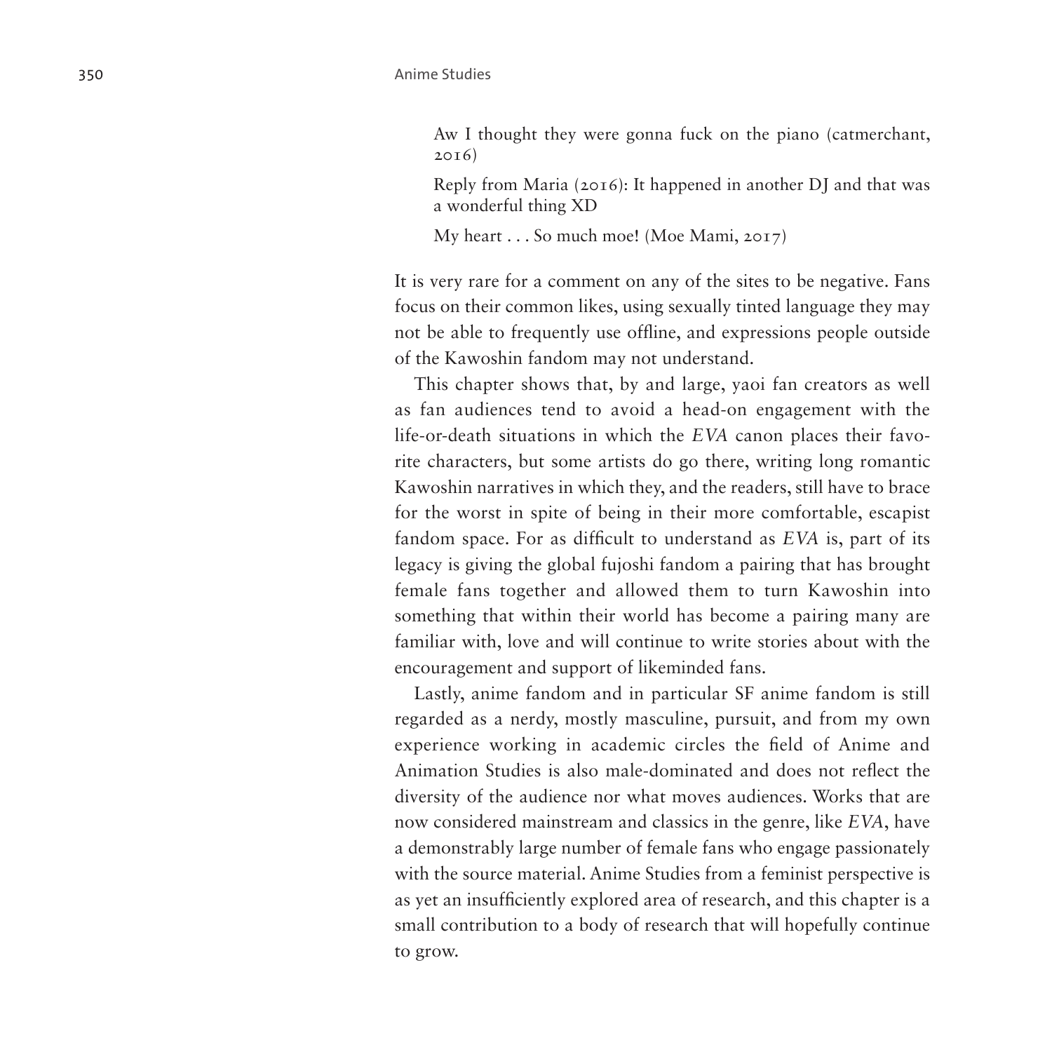> Aw I thought they were gonna fuck on the piano (catmerchant, 2016)
>
> Reply from Maria (2016): It happened in another DJ and that was a wonderful thing XD
>
> My heart . . . So much moe! (Moe Mami, 2017)

It is very rare for a comment on any of the sites to be negative. Fans focus on their common likes, using sexually tinted language they may not be able to frequently use offline, and expressions people outside of the Kawoshin fandom may not understand.

This chapter shows that, by and large, yaoi fan creators as well as fan audiences tend to avoid a head-on engagement with the life-or-death situations in which the *EVA* canon places their favorite characters, but some artists do go there, writing long romantic Kawoshin narratives in which they, and the readers, still have to brace for the worst in spite of being in their more comfortable, escapist fandom space. For as difficult to understand as *EVA* is, part of its legacy is giving the global fujoshi fandom a pairing that has brought female fans together and allowed them to turn Kawoshin into something that within their world has become a pairing many are familiar with, love and will continue to write stories about with the encouragement and support of likeminded fans.

Lastly, anime fandom and in particular SF anime fandom is still regarded as a nerdy, mostly masculine, pursuit, and from my own experience working in academic circles the field of Anime and Animation Studies is also male-dominated and does not reflect the diversity of the audience nor what moves audiences. Works that are now considered mainstream and classics in the genre, like *EVA*, have a demonstrably large number of female fans who engage passionately with the source material. Anime Studies from a feminist perspective is as yet an insufficiently explored area of research, and this chapter is a small contribution to a body of research that will hopefully continue to grow.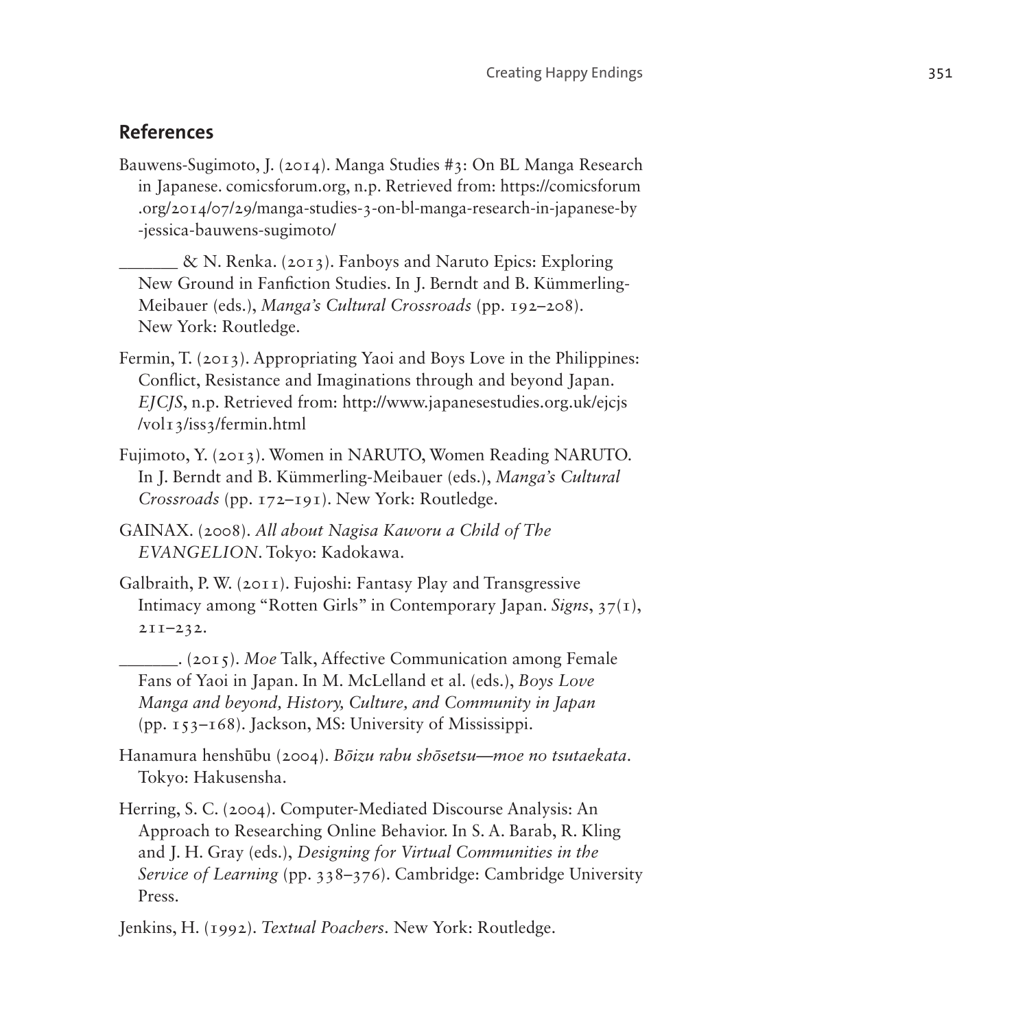## References

Bauwens-Sugimoto, J. (2014). Manga Studies #3: On BL Manga Research in Japanese. comicsforum.org, n.p. Retrieved from: https://comicsforum.org/2014/07/29/manga-studies-3-on-bl-manga-research-in-japanese-by-jessica-bauwens-sugimoto/

______ & N. Renka. (2013). Fanboys and Naruto Epics: Exploring New Ground in Fanfiction Studies. In J. Berndt and B. Kümmerling-Meibauer (eds.), *Manga's Cultural Crossroads* (pp. 192–208). New York: Routledge.

Fermin, T. (2013). Appropriating Yaoi and Boys Love in the Philippines: Conflict, Resistance and Imaginations through and beyond Japan. *EJCJS*, n.p. Retrieved from: http://www.japanesestudies.org.uk/ejcjs/vol13/iss3/fermin.html

Fujimoto, Y. (2013). Women in NARUTO, Women Reading NARUTO. In J. Berndt and B. Kümmerling-Meibauer (eds.), *Manga's Cultural Crossroads* (pp. 172–191). New York: Routledge.

GAINAX. (2008). *All about Nagisa Kaworu a Child of The EVANGELION*. Tokyo: Kadokawa.

Galbraith, P. W. (2011). Fujoshi: Fantasy Play and Transgressive Intimacy among "Rotten Girls" in Contemporary Japan. *Signs*, 37(1), 211–232.

______. (2015). *Moe* Talk, Affective Communication among Female Fans of Yaoi in Japan. In M. McLelland et al. (eds.), *Boys Love Manga and beyond, History, Culture, and Community in Japan* (pp. 153–168). Jackson, MS: University of Mississippi.

Hanamura henshūbu (2004). *Bōizu rabu shōsetsu—moe no tsutaekata*. Tokyo: Hakusensha.

Herring, S. C. (2004). Computer-Mediated Discourse Analysis: An Approach to Researching Online Behavior. In S. A. Barab, R. Kling and J. H. Gray (eds.), *Designing for Virtual Communities in the Service of Learning* (pp. 338–376). Cambridge: Cambridge University Press.

Jenkins, H. (1992). *Textual Poachers*. New York: Routledge.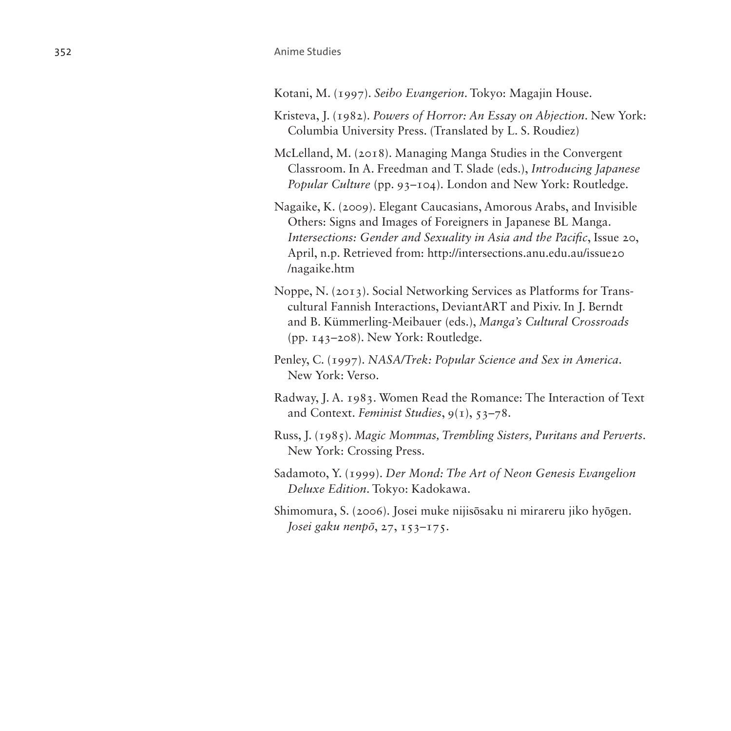Kotani, M. (1997). *Seibo Evangerion*. Tokyo: Magajin House.

Kristeva, J. (1982). *Powers of Horror: An Essay on Abjection*. New York: Columbia University Press. (Translated by L. S. Roudiez)

McLelland, M. (2018). Managing Manga Studies in the Convergent Classroom. In A. Freedman and T. Slade (eds.), *Introducing Japanese Popular Culture* (pp. 93–104). London and New York: Routledge.

Nagaike, K. (2009). Elegant Caucasians, Amorous Arabs, and Invisible Others: Signs and Images of Foreigners in Japanese BL Manga. *Intersections: Gender and Sexuality in Asia and the Pacific*, Issue 20, April, n.p. Retrieved from: http://intersections.anu.edu.au/issue20/nagaike.htm

Noppe, N. (2013). Social Networking Services as Platforms for Transcultural Fannish Interactions, DeviantART and Pixiv. In J. Berndt and B. Kümmerling-Meibauer (eds.), *Manga's Cultural Crossroads* (pp. 143–208). New York: Routledge.

Penley, C. (1997). *NASA/Trek: Popular Science and Sex in America*. New York: Verso.

Radway, J. A. 1983. Women Read the Romance: The Interaction of Text and Context. *Feminist Studies*, 9(1), 53–78.

Russ, J. (1985). *Magic Mommas, Trembling Sisters, Puritans and Perverts*. New York: Crossing Press.

Sadamoto, Y. (1999). *Der Mond: The Art of Neon Genesis Evangelion Deluxe Edition*. Tokyo: Kadokawa.

Shimomura, S. (2006). Josei muke nijisōsaku ni mirareru jiko hyōgen. *Josei gaku nenpō*, 27, 153–175.